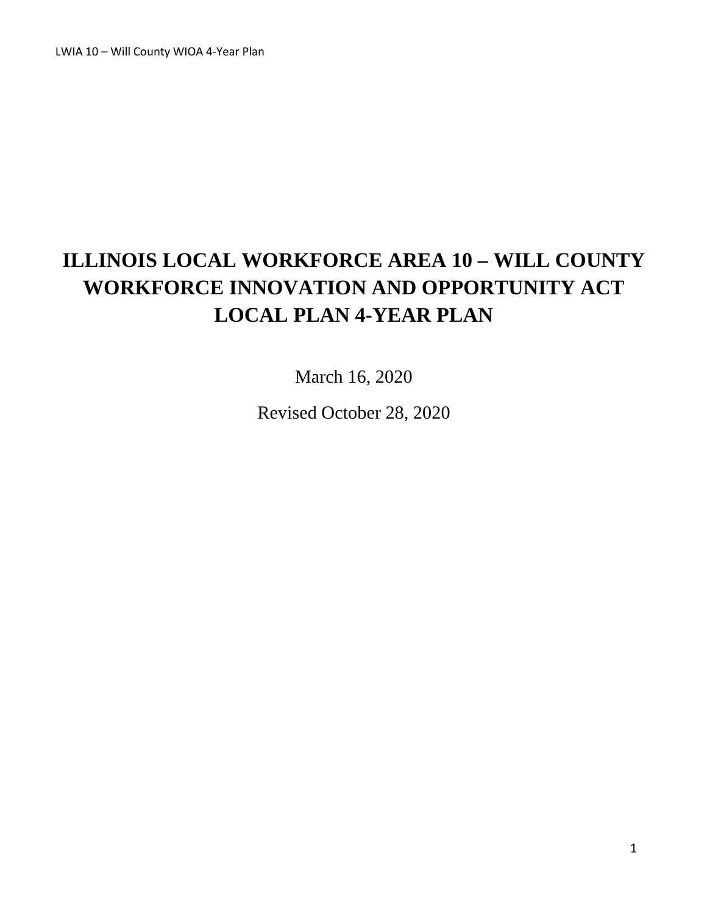# ILLINOIS LOCAL WORKFORCE AREA 10 – WILL COUNTY WORKFORCE INNOVATION AND OPPORTUNITY ACT LOCAL PLAN 4-YEAR PLAN

March 16, 2020

Revised October 28, 2020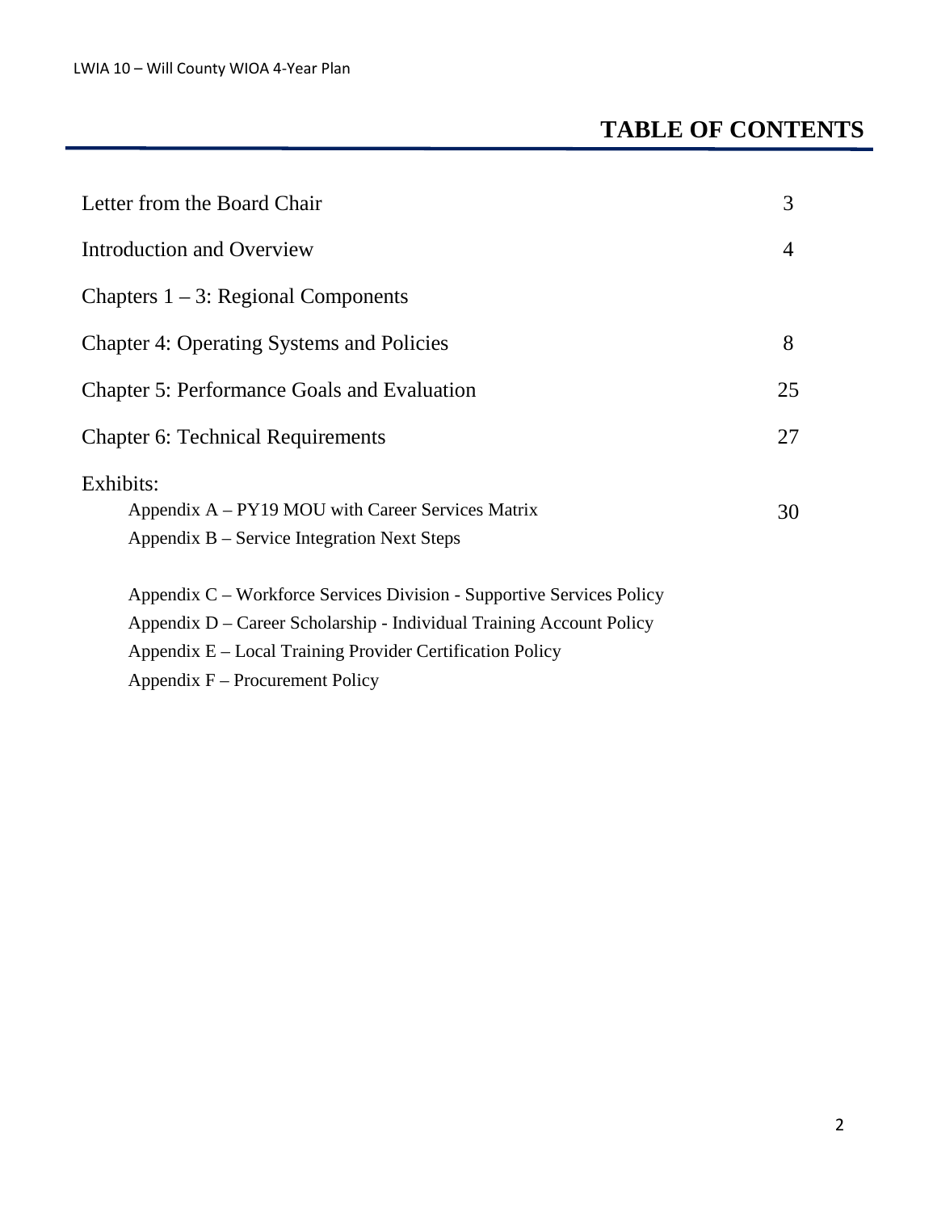# TABLE OF CONTENTS

| | |
|---|---|
| Letter from the Board Chair | 3 |
| Introduction and Overview | 4 |
| Chapters 1 – 3: Regional Components | |
| Chapter 4: Operating Systems and Policies | 8 |
| Chapter 5: Performance Goals and Evaluation | 25 |
| Chapter 6: Technical Requirements | 27 |

Exhibits:

- Appendix A – PY19 MOU with Career Services Matrix — 30
- Appendix B – Service Integration Next Steps
- Appendix C – Workforce Services Division - Supportive Services Policy
- Appendix D – Career Scholarship - Individual Training Account Policy
- Appendix E – Local Training Provider Certification Policy
- Appendix F – Procurement Policy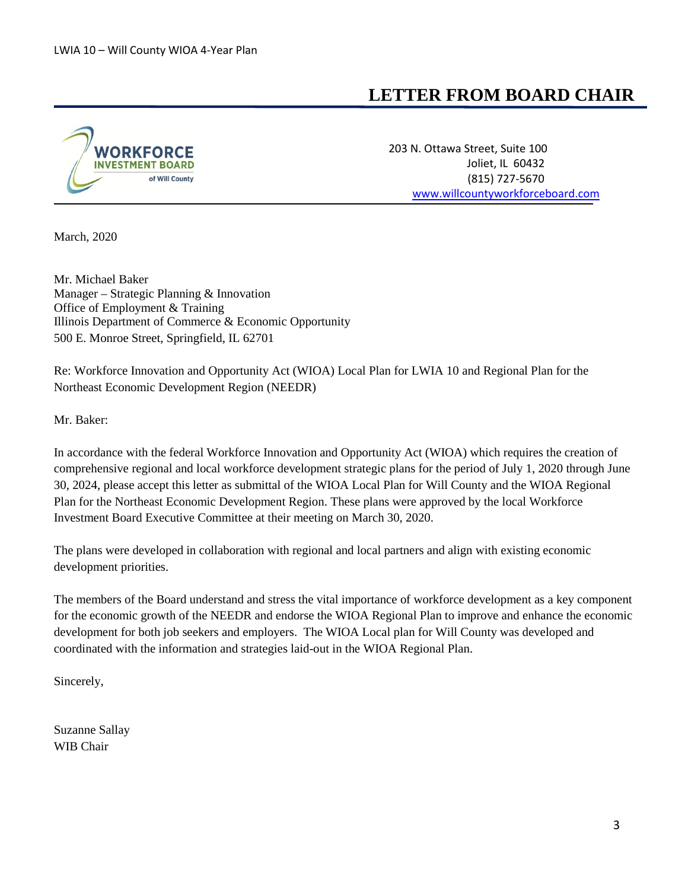# LETTER FROM BOARD CHAIR

WORKFORCE INVESTMENT BOARD of Will County

203 N. Ottawa Street, Suite 100
Joliet, IL 60432
(815) 727-5670
www.willcountyworkforceboard.com

March, 2020

Mr. Michael Baker
Manager – Strategic Planning & Innovation
Office of Employment & Training
Illinois Department of Commerce & Economic Opportunity
500 E. Monroe Street, Springfield, IL 62701

Re: Workforce Innovation and Opportunity Act (WIOA) Local Plan for LWIA 10 and Regional Plan for the Northeast Economic Development Region (NEEDR)

Mr. Baker:

In accordance with the federal Workforce Innovation and Opportunity Act (WIOA) which requires the creation of comprehensive regional and local workforce development strategic plans for the period of July 1, 2020 through June 30, 2024, please accept this letter as submittal of the WIOA Local Plan for Will County and the WIOA Regional Plan for the Northeast Economic Development Region. These plans were approved by the local Workforce Investment Board Executive Committee at their meeting on March 30, 2020.

The plans were developed in collaboration with regional and local partners and align with existing economic development priorities.

The members of the Board understand and stress the vital importance of workforce development as a key component for the economic growth of the NEEDR and endorse the WIOA Regional Plan to improve and enhance the economic development for both job seekers and employers. The WIOA Local plan for Will County was developed and coordinated with the information and strategies laid-out in the WIOA Regional Plan.

Sincerely,

Suzanne Sallay
WIB Chair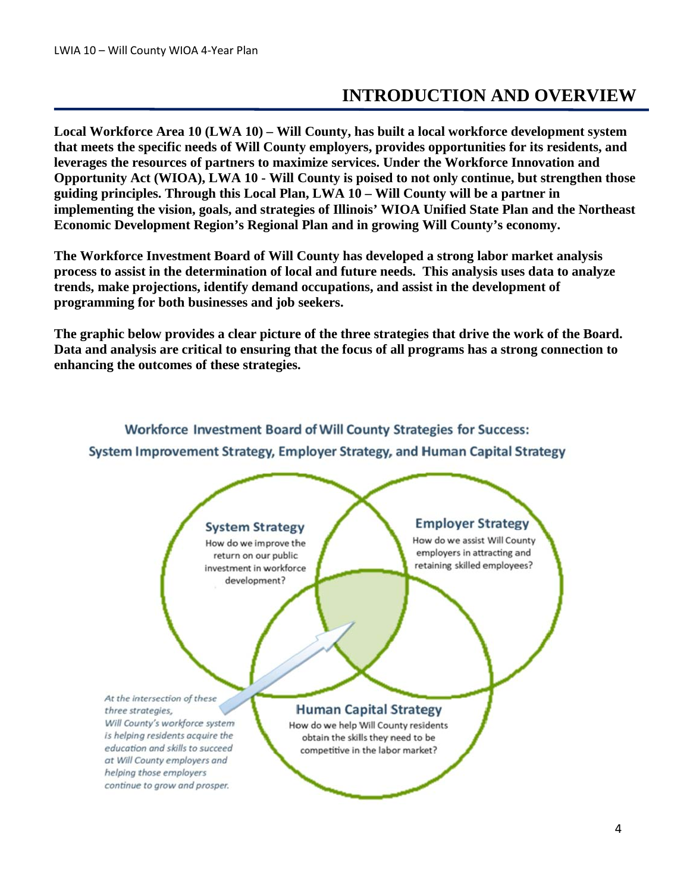# INTRODUCTION AND OVERVIEW

**Local Workforce Area 10 (LWA 10) – Will County, has built a local workforce development system that meets the specific needs of Will County employers, provides opportunities for its residents, and leverages the resources of partners to maximize services. Under the Workforce Innovation and Opportunity Act (WIOA), LWA 10 - Will County is poised to not only continue, but strengthen those guiding principles. Through this Local Plan, LWA 10 – Will County will be a partner in implementing the vision, goals, and strategies of Illinois' WIOA Unified State Plan and the Northeast Economic Development Region's Regional Plan and in growing Will County's economy.**

**The Workforce Investment Board of Will County has developed a strong labor market analysis process to assist in the determination of local and future needs. This analysis uses data to analyze trends, make projections, identify demand occupations, and assist in the development of programming for both businesses and job seekers.**

**The graphic below provides a clear picture of the three strategies that drive the work of the Board. Data and analysis are critical to ensuring that the focus of all programs has a strong connection to enhancing the outcomes of these strategies.**

**Workforce Investment Board of Will County Strategies for Success:**
**System Improvement Strategy, Employer Strategy, and Human Capital Strategy**

**System Strategy**
How do we improve the return on our public investment in workforce development?

**Employer Strategy**
How do we assist Will County employers in attracting and retaining skilled employees?

**Human Capital Strategy**
How do we help Will County residents obtain the skills they need to be competitive in the labor market?

*At the intersection of these three strategies, Will County's workforce system is helping residents acquire the education and skills to succeed at Will County employers and helping those employers continue to grow and prosper.*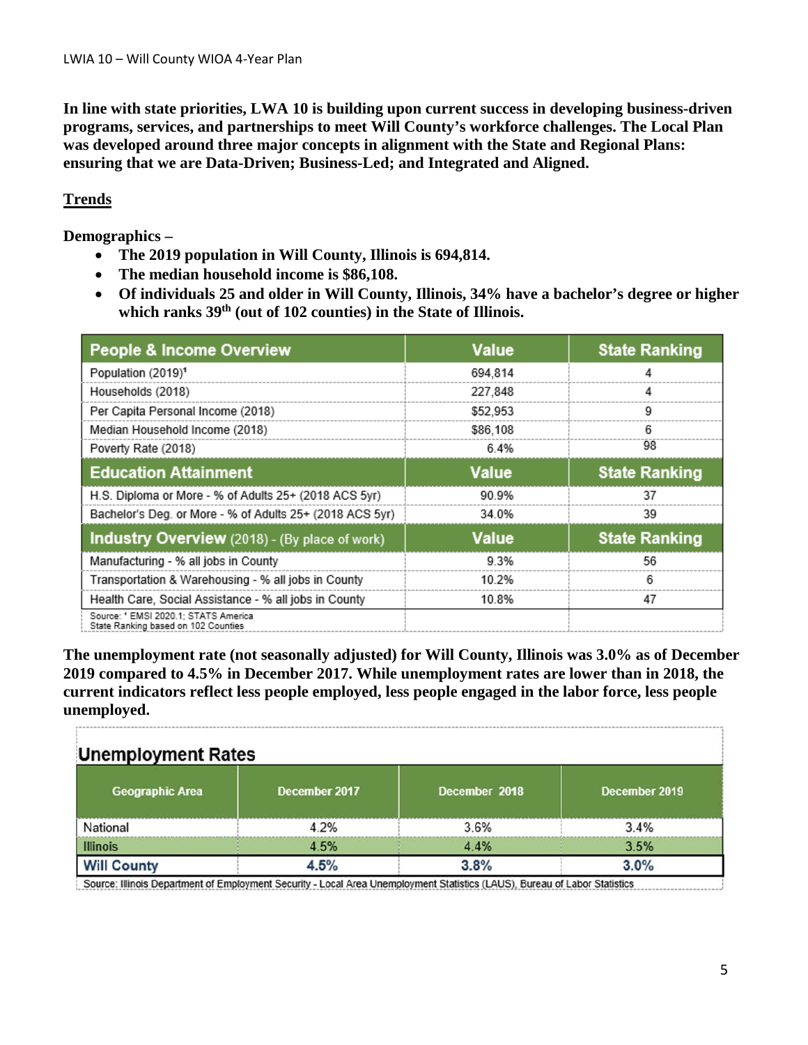**In line with state priorities, LWA 10 is building upon current success in developing business-driven programs, services, and partnerships to meet Will County's workforce challenges. The Local Plan was developed around three major concepts in alignment with the State and Regional Plans: ensuring that we are Data-Driven; Business-Led; and Integrated and Aligned.**

## Trends

**Demographics –**

- **The 2019 population in Will County, Illinois is 694,814.**
- **The median household income is $86,108.**
- **Of individuals 25 and older in Will County, Illinois, 34% have a bachelor's degree or higher which ranks 39th (out of 102 counties) in the State of Illinois.**

| People & Income Overview | Value | State Ranking |
|---|---|---|
| Population (2019)[1] | 694,814 | 4 |
| Households (2018) | 227,848 | 4 |
| Per Capita Personal Income (2018) | $52,953 | 9 |
| Median Household Income (2018) | $86,108 | 6 |
| Poverty Rate (2018) | 6.4% | 98 |
| **Education Attainment** | **Value** | **State Ranking** |
| H.S. Diploma or More - % of Adults 25+ (2018 ACS 5yr) | 90.9% | 37 |
| Bachelor's Deg. or More - % of Adults 25+ (2018 ACS 5yr) | 34.0% | 39 |
| **Industry Overview (2018) - (By place of work)** | **Value** | **State Ranking** |
| Manufacturing - % all jobs in County | 9.3% | 56 |
| Transportation & Warehousing - % all jobs in County | 10.2% | 6 |
| Health Care, Social Assistance - % all jobs in County | 10.8% | 47 |
| Source: [1] EMSI 2020.1; STATS America State Ranking based on 102 Counties | | |

**The unemployment rate (not seasonally adjusted) for Will County, Illinois was 3.0% as of December 2019 compared to 4.5% in December 2017. While unemployment rates are lower than in 2018, the current indicators reflect less people employed, less people engaged in the labor force, less people unemployed.**

**Unemployment Rates**

| Geographic Area | December 2017 | December 2018 | December 2019 |
|---|---|---|---|
| National | 4.2% | 3.6% | 3.4% |
| Illinois | 4.5% | 4.4% | 3.5% |
| **Will County** | **4.5%** | **3.8%** | **3.0%** |

Source: Illinois Department of Employment Security - Local Area Unemployment Statistics (LAUS), Bureau of Labor Statistics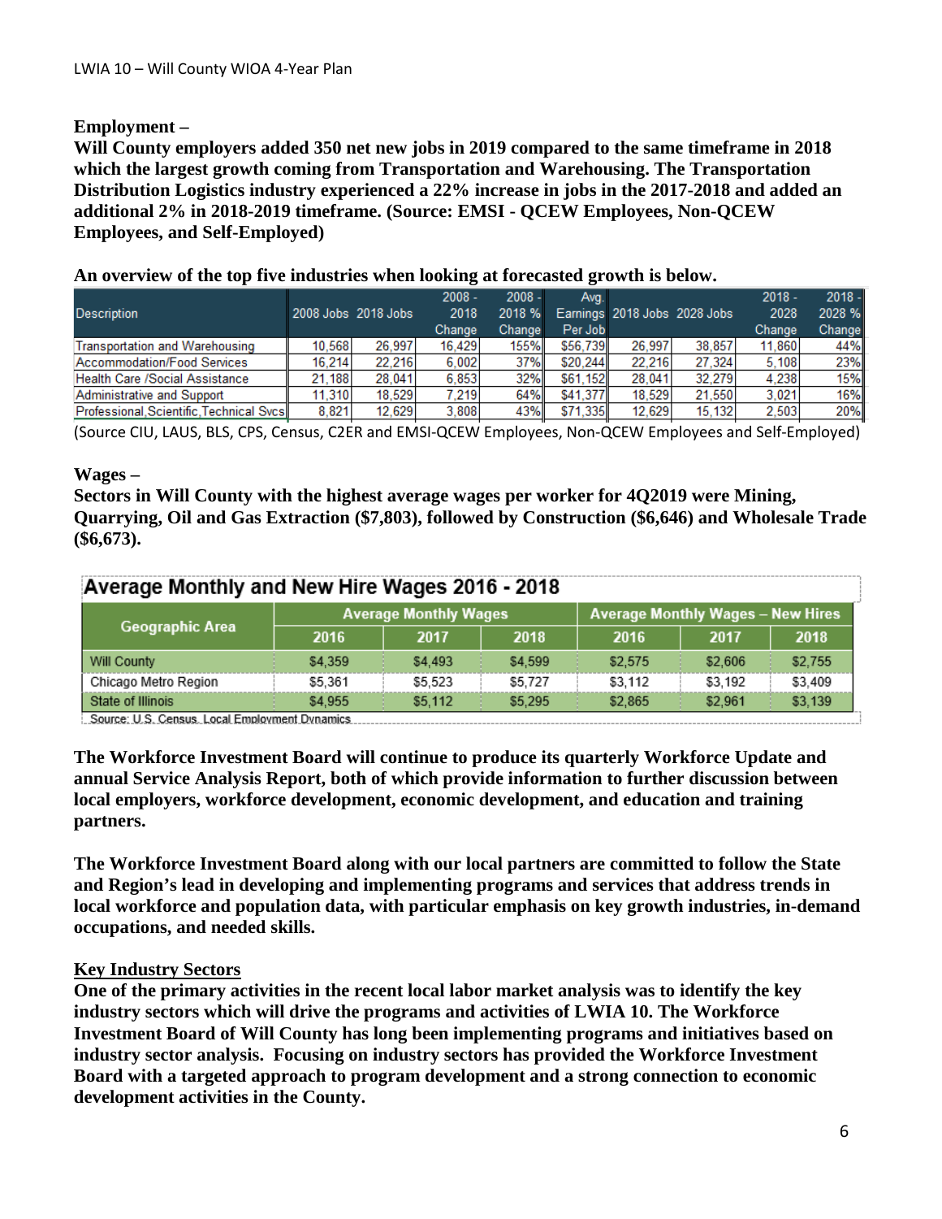**Employment –**

**Will County employers added 350 net new jobs in 2019 compared to the same timeframe in 2018 which the largest growth coming from Transportation and Warehousing. The Transportation Distribution Logistics industry experienced a 22% increase in jobs in the 2017-2018 and added an additional 2% in 2018-2019 timeframe. (Source: EMSI - QCEW Employees, Non-QCEW Employees, and Self-Employed)**

**An overview of the top five industries when looking at forecasted growth is below.**

| Description | 2008 Jobs | 2018 Jobs | 2008 - 2018 Change | 2008 - 2018 % Change | Avg. Earnings Per Job | 2018 Jobs | 2028 Jobs | 2018 - 2028 Change | 2018 - 2028 % Change |
|---|---|---|---|---|---|---|---|---|---|
| Transportation and Warehousing | 10,568 | 26,997 | 16,429 | 155% | $56,739 | 26,997 | 38,857 | 11,860 | 44% |
| Accommodation/Food Services | 16,214 | 22,216 | 6,002 | 37% | $20,244 | 22,216 | 27,324 | 5,108 | 23% |
| Health Care /Social Assistance | 21,188 | 28,041 | 6,853 | 32% | $61,152 | 28,041 | 32,279 | 4,238 | 15% |
| Administrative and Support | 11,310 | 18,529 | 7,219 | 64% | $41,377 | 18,529 | 21,550 | 3,021 | 16% |
| Professional,Scientific,Technical Svcs | 8,821 | 12,629 | 3,808 | 43% | $71,335 | 12,629 | 15,132 | 2,503 | 20% |

(Source CIU, LAUS, BLS, CPS, Census, C2ER and EMSI-QCEW Employees, Non-QCEW Employees and Self-Employed)

**Wages –**

**Sectors in Will County with the highest average wages per worker for 4Q2019 were Mining, Quarrying, Oil and Gas Extraction ($7,803), followed by Construction ($6,646) and Wholesale Trade ($6,673).**

**Average Monthly and New Hire Wages 2016 - 2018**

| Geographic Area | Average Monthly Wages | | | Average Monthly Wages – New Hires | | |
|---|---|---|---|---|---|---|
| | 2016 | 2017 | 2018 | 2016 | 2017 | 2018 |
| Will County | $4,359 | $4,493 | $4,599 | $2,575 | $2,606 | $2,755 |
| Chicago Metro Region | $5,361 | $5,523 | $5,727 | $3,112 | $3,192 | $3,409 |
| State of Illinois | $4,955 | $5,112 | $5,295 | $2,865 | $2,961 | $3,139 |

Source: U.S. Census, Local Employment Dynamics

**The Workforce Investment Board will continue to produce its quarterly Workforce Update and annual Service Analysis Report, both of which provide information to further discussion between local employers, workforce development, economic development, and education and training partners.**

**The Workforce Investment Board along with our local partners are committed to follow the State and Region's lead in developing and implementing programs and services that address trends in local workforce and population data, with particular emphasis on key growth industries, in-demand occupations, and needed skills.**

**<u>Key Industry Sectors</u>**

**One of the primary activities in the recent local labor market analysis was to identify the key industry sectors which will drive the programs and activities of LWIA 10. The Workforce Investment Board of Will County has long been implementing programs and initiatives based on industry sector analysis. Focusing on industry sectors has provided the Workforce Investment Board with a targeted approach to program development and a strong connection to economic development activities in the County.**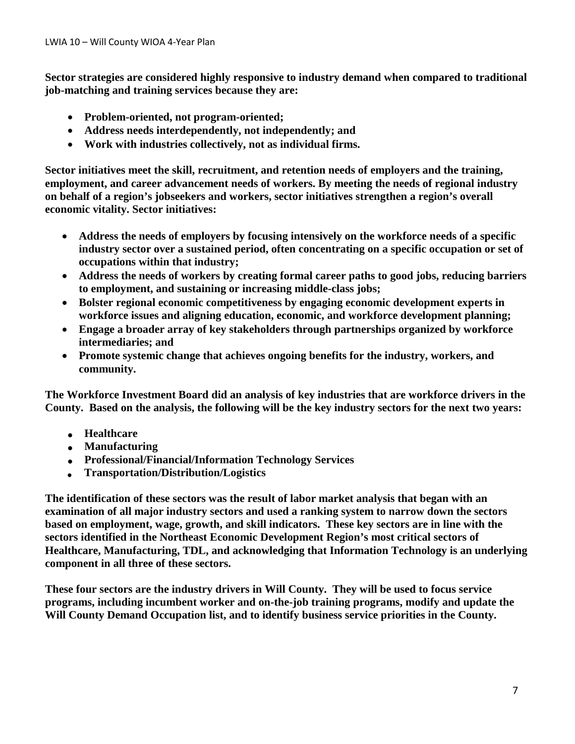**Sector strategies are considered highly responsive to industry demand when compared to traditional job-matching and training services because they are:**

- **Problem-oriented, not program-oriented;**
- **Address needs interdependently, not independently; and**
- **Work with industries collectively, not as individual firms.**

**Sector initiatives meet the skill, recruitment, and retention needs of employers and the training, employment, and career advancement needs of workers. By meeting the needs of regional industry on behalf of a region's jobseekers and workers, sector initiatives strengthen a region's overall economic vitality. Sector initiatives:**

- **Address the needs of employers by focusing intensively on the workforce needs of a specific industry sector over a sustained period, often concentrating on a specific occupation or set of occupations within that industry;**
- **Address the needs of workers by creating formal career paths to good jobs, reducing barriers to employment, and sustaining or increasing middle-class jobs;**
- **Bolster regional economic competitiveness by engaging economic development experts in workforce issues and aligning education, economic, and workforce development planning;**
- **Engage a broader array of key stakeholders through partnerships organized by workforce intermediaries; and**
- **Promote systemic change that achieves ongoing benefits for the industry, workers, and community.**

**The Workforce Investment Board did an analysis of key industries that are workforce drivers in the County. Based on the analysis, the following will be the key industry sectors for the next two years:**

- **Healthcare**
- **Manufacturing**
- **Professional/Financial/Information Technology Services**
- **Transportation/Distribution/Logistics**

**The identification of these sectors was the result of labor market analysis that began with an examination of all major industry sectors and used a ranking system to narrow down the sectors based on employment, wage, growth, and skill indicators. These key sectors are in line with the sectors identified in the Northeast Economic Development Region's most critical sectors of Healthcare, Manufacturing, TDL, and acknowledging that Information Technology is an underlying component in all three of these sectors.**

**These four sectors are the industry drivers in Will County. They will be used to focus service programs, including incumbent worker and on-the-job training programs, modify and update the Will County Demand Occupation list, and to identify business service priorities in the County.**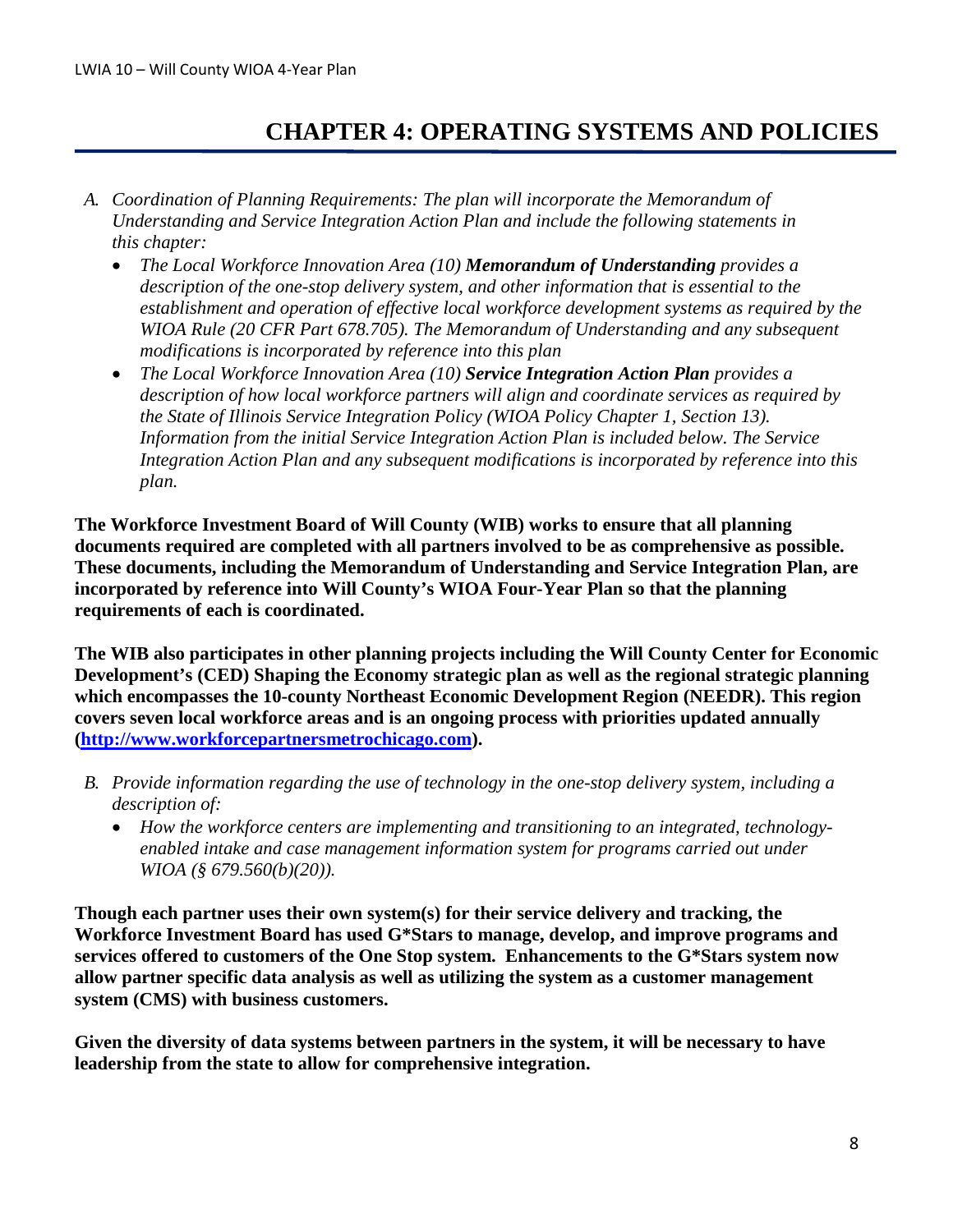# CHAPTER 4: OPERATING SYSTEMS AND POLICIES

A. *Coordination of Planning Requirements: The plan will incorporate the Memorandum of Understanding and Service Integration Action Plan and include the following statements in this chapter:*
   - *The Local Workforce Innovation Area (10)* ***Memorandum of Understanding*** *provides a description of the one-stop delivery system, and other information that is essential to the establishment and operation of effective local workforce development systems as required by the WIOA Rule (20 CFR Part 678.705). The Memorandum of Understanding and any subsequent modifications is incorporated by reference into this plan*
   - *The Local Workforce Innovation Area (10)* ***Service Integration Action Plan*** *provides a description of how local workforce partners will align and coordinate services as required by the State of Illinois Service Integration Policy (WIOA Policy Chapter 1, Section 13). Information from the initial Service Integration Action Plan is included below. The Service Integration Action Plan and any subsequent modifications is incorporated by reference into this plan.*

**The Workforce Investment Board of Will County (WIB) works to ensure that all planning documents required are completed with all partners involved to be as comprehensive as possible. These documents, including the Memorandum of Understanding and Service Integration Plan, are incorporated by reference into Will County's WIOA Four-Year Plan so that the planning requirements of each is coordinated.**

**The WIB also participates in other planning projects including the Will County Center for Economic Development's (CED) Shaping the Economy strategic plan as well as the regional strategic planning which encompasses the 10-county Northeast Economic Development Region (NEEDR). This region covers seven local workforce areas and is an ongoing process with priorities updated annually ([http://www.workforcepartnersmetrochicago.com](http://www.workforcepartnersmetrochicago.com)).**

B. *Provide information regarding the use of technology in the one-stop delivery system, including a description of:*
   - *How the workforce centers are implementing and transitioning to an integrated, technology-enabled intake and case management information system for programs carried out under WIOA (§ 679.560(b)(20)).*

**Though each partner uses their own system(s) for their service delivery and tracking, the Workforce Investment Board has used G*Stars to manage, develop, and improve programs and services offered to customers of the One Stop system. Enhancements to the G*Stars system now allow partner specific data analysis as well as utilizing the system as a customer management system (CMS) with business customers.**

**Given the diversity of data systems between partners in the system, it will be necessary to have leadership from the state to allow for comprehensive integration.**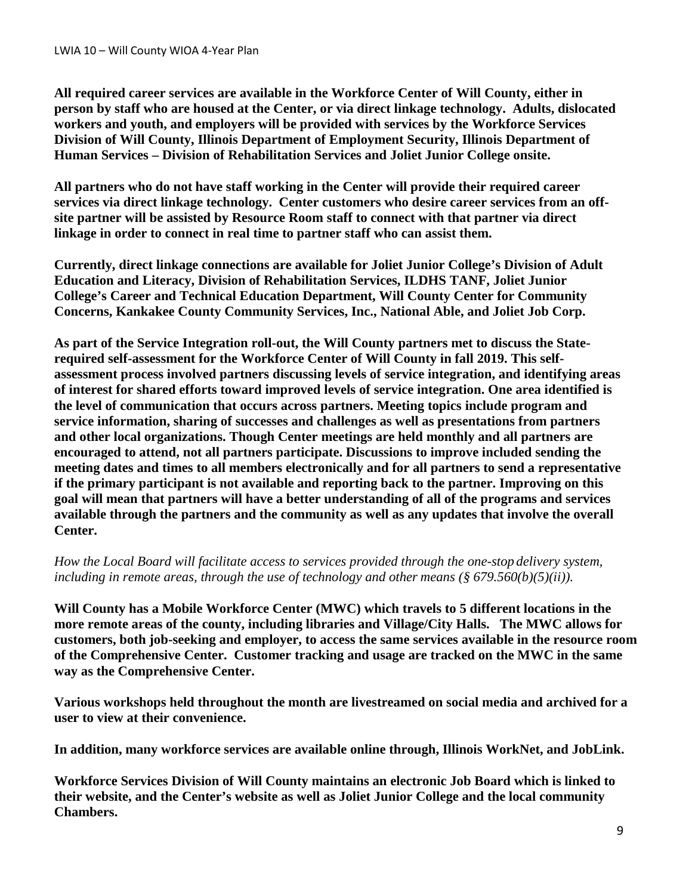**All required career services are available in the Workforce Center of Will County, either in person by staff who are housed at the Center, or via direct linkage technology. Adults, dislocated workers and youth, and employers will be provided with services by the Workforce Services Division of Will County, Illinois Department of Employment Security, Illinois Department of Human Services – Division of Rehabilitation Services and Joliet Junior College onsite.**

**All partners who do not have staff working in the Center will provide their required career services via direct linkage technology. Center customers who desire career services from an off-site partner will be assisted by Resource Room staff to connect with that partner via direct linkage in order to connect in real time to partner staff who can assist them.**

**Currently, direct linkage connections are available for Joliet Junior College's Division of Adult Education and Literacy, Division of Rehabilitation Services, ILDHS TANF, Joliet Junior College's Career and Technical Education Department, Will County Center for Community Concerns, Kankakee County Community Services, Inc., National Able, and Joliet Job Corp.**

**As part of the Service Integration roll-out, the Will County partners met to discuss the State-required self-assessment for the Workforce Center of Will County in fall 2019. This self-assessment process involved partners discussing levels of service integration, and identifying areas of interest for shared efforts toward improved levels of service integration. One area identified is the level of communication that occurs across partners. Meeting topics include program and service information, sharing of successes and challenges as well as presentations from partners and other local organizations. Though Center meetings are held monthly and all partners are encouraged to attend, not all partners participate. Discussions to improve included sending the meeting dates and times to all members electronically and for all partners to send a representative if the primary participant is not available and reporting back to the partner. Improving on this goal will mean that partners will have a better understanding of all of the programs and services available through the partners and the community as well as any updates that involve the overall Center.**

*How the Local Board will facilitate access to services provided through the one-stop delivery system, including in remote areas, through the use of technology and other means (§ 679.560(b)(5)(ii)).*

**Will County has a Mobile Workforce Center (MWC) which travels to 5 different locations in the more remote areas of the county, including libraries and Village/City Halls. The MWC allows for customers, both job-seeking and employer, to access the same services available in the resource room of the Comprehensive Center. Customer tracking and usage are tracked on the MWC in the same way as the Comprehensive Center.**

**Various workshops held throughout the month are livestreamed on social media and archived for a user to view at their convenience.**

**In addition, many workforce services are available online through, Illinois WorkNet, and JobLink.**

**Workforce Services Division of Will County maintains an electronic Job Board which is linked to their website, and the Center's website as well as Joliet Junior College and the local community Chambers.**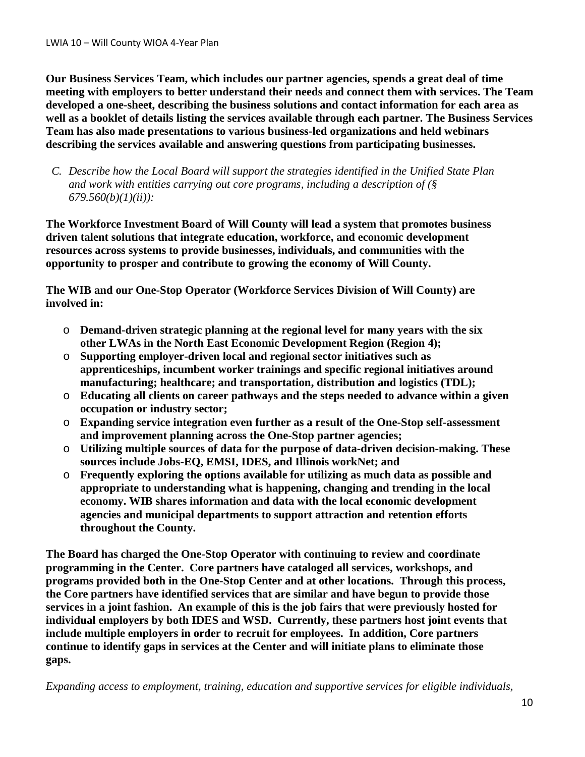**Our Business Services Team, which includes our partner agencies, spends a great deal of time meeting with employers to better understand their needs and connect them with services. The Team developed a one-sheet, describing the business solutions and contact information for each area as well as a booklet of details listing the services available through each partner. The Business Services Team has also made presentations to various business-led organizations and held webinars describing the services available and answering questions from participating businesses.**

*C. Describe how the Local Board will support the strategies identified in the Unified State Plan and work with entities carrying out core programs, including a description of (§ 679.560(b)(1)(ii)):*

**The Workforce Investment Board of Will County will lead a system that promotes business driven talent solutions that integrate education, workforce, and economic development resources across systems to provide businesses, individuals, and communities with the opportunity to prosper and contribute to growing the economy of Will County.**

**The WIB and our One-Stop Operator (Workforce Services Division of Will County) are involved in:**

- **Demand-driven strategic planning at the regional level for many years with the six other LWAs in the North East Economic Development Region (Region 4);**
- **Supporting employer-driven local and regional sector initiatives such as apprenticeships, incumbent worker trainings and specific regional initiatives around manufacturing; healthcare; and transportation, distribution and logistics (TDL);**
- **Educating all clients on career pathways and the steps needed to advance within a given occupation or industry sector;**
- **Expanding service integration even further as a result of the One-Stop self-assessment and improvement planning across the One-Stop partner agencies;**
- **Utilizing multiple sources of data for the purpose of data-driven decision-making. These sources include Jobs-EQ, EMSI, IDES, and Illinois workNet; and**
- **Frequently exploring the options available for utilizing as much data as possible and appropriate to understanding what is happening, changing and trending in the local economy. WIB shares information and data with the local economic development agencies and municipal departments to support attraction and retention efforts throughout the County.**

**The Board has charged the One-Stop Operator with continuing to review and coordinate programming in the Center. Core partners have cataloged all services, workshops, and programs provided both in the One-Stop Center and at other locations. Through this process, the Core partners have identified services that are similar and have begun to provide those services in a joint fashion. An example of this is the job fairs that were previously hosted for individual employers by both IDES and WSD. Currently, these partners host joint events that include multiple employers in order to recruit for employees. In addition, Core partners continue to identify gaps in services at the Center and will initiate plans to eliminate those gaps.**

*Expanding access to employment, training, education and supportive services for eligible individuals,*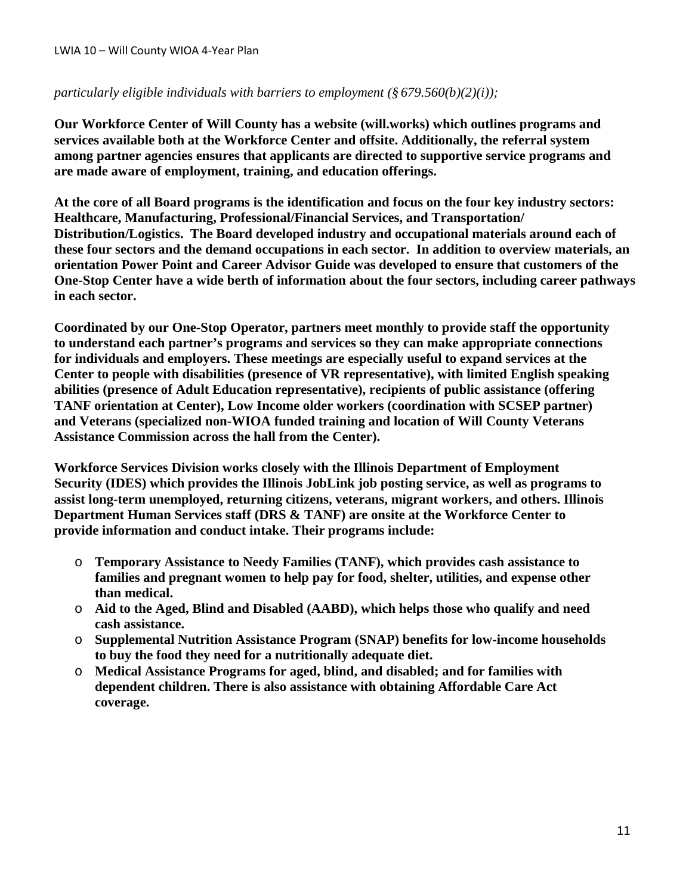*particularly eligible individuals with barriers to employment (§ 679.560(b)(2)(i));*

**Our Workforce Center of Will County has a website (will.works) which outlines programs and services available both at the Workforce Center and offsite. Additionally, the referral system among partner agencies ensures that applicants are directed to supportive service programs and are made aware of employment, training, and education offerings.**

**At the core of all Board programs is the identification and focus on the four key industry sectors: Healthcare, Manufacturing, Professional/Financial Services, and Transportation/ Distribution/Logistics. The Board developed industry and occupational materials around each of these four sectors and the demand occupations in each sector. In addition to overview materials, an orientation Power Point and Career Advisor Guide was developed to ensure that customers of the One-Stop Center have a wide berth of information about the four sectors, including career pathways in each sector.**

**Coordinated by our One-Stop Operator, partners meet monthly to provide staff the opportunity to understand each partner's programs and services so they can make appropriate connections for individuals and employers. These meetings are especially useful to expand services at the Center to people with disabilities (presence of VR representative), with limited English speaking abilities (presence of Adult Education representative), recipients of public assistance (offering TANF orientation at Center), Low Income older workers (coordination with SCSEP partner) and Veterans (specialized non-WIOA funded training and location of Will County Veterans Assistance Commission across the hall from the Center).**

**Workforce Services Division works closely with the Illinois Department of Employment Security (IDES) which provides the Illinois JobLink job posting service, as well as programs to assist long-term unemployed, returning citizens, veterans, migrant workers, and others. Illinois Department Human Services staff (DRS & TANF) are onsite at the Workforce Center to provide information and conduct intake. Their programs include:**

- **Temporary Assistance to Needy Families (TANF), which provides cash assistance to families and pregnant women to help pay for food, shelter, utilities, and expense other than medical.**
- **Aid to the Aged, Blind and Disabled (AABD), which helps those who qualify and need cash assistance.**
- **Supplemental Nutrition Assistance Program (SNAP) benefits for low-income households to buy the food they need for a nutritionally adequate diet.**
- **Medical Assistance Programs for aged, blind, and disabled; and for families with dependent children. There is also assistance with obtaining Affordable Care Act coverage.**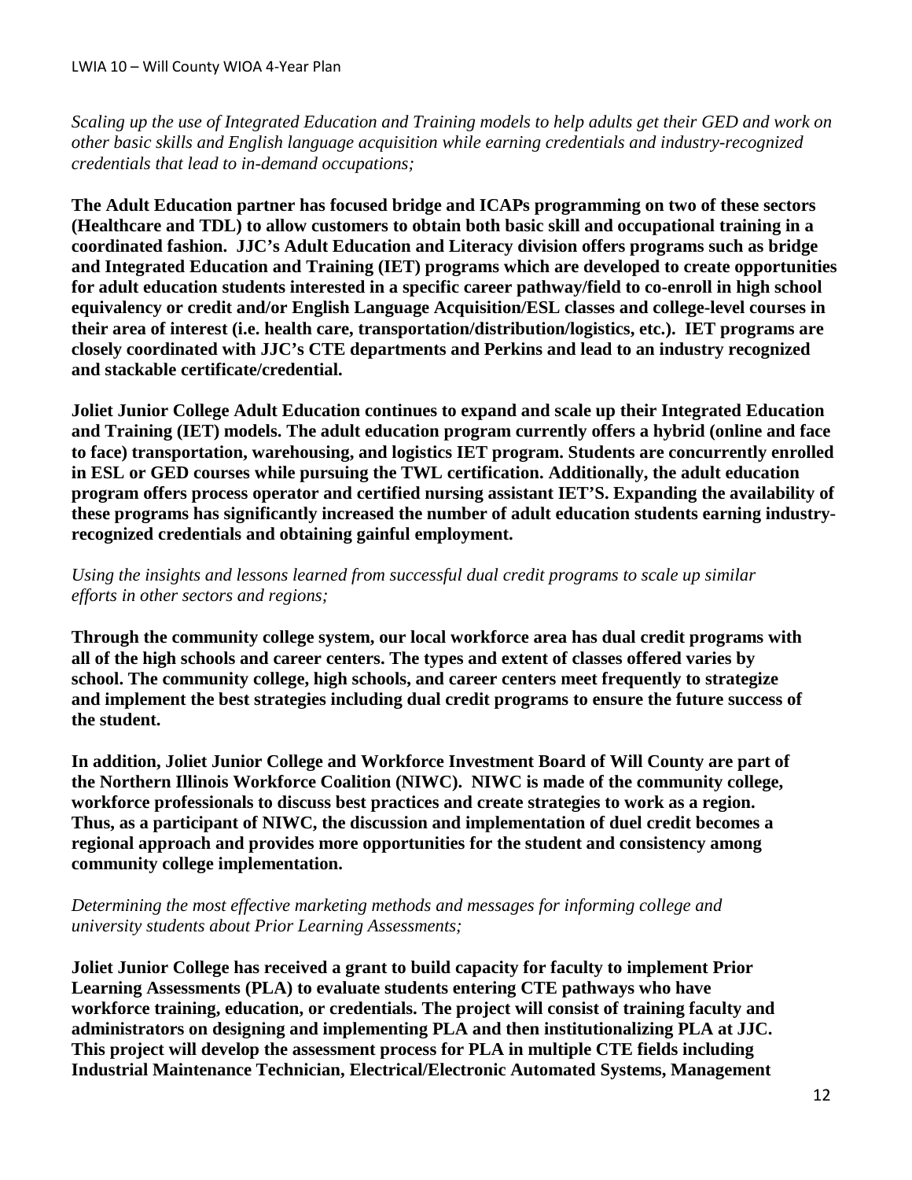*Scaling up the use of Integrated Education and Training models to help adults get their GED and work on other basic skills and English language acquisition while earning credentials and industry-recognized credentials that lead to in-demand occupations;*

**The Adult Education partner has focused bridge and ICAPs programming on two of these sectors (Healthcare and TDL) to allow customers to obtain both basic skill and occupational training in a coordinated fashion. JJC's Adult Education and Literacy division offers programs such as bridge and Integrated Education and Training (IET) programs which are developed to create opportunities for adult education students interested in a specific career pathway/field to co-enroll in high school equivalency or credit and/or English Language Acquisition/ESL classes and college-level courses in their area of interest (i.e. health care, transportation/distribution/logistics, etc.). IET programs are closely coordinated with JJC's CTE departments and Perkins and lead to an industry recognized and stackable certificate/credential.**

**Joliet Junior College Adult Education continues to expand and scale up their Integrated Education and Training (IET) models. The adult education program currently offers a hybrid (online and face to face) transportation, warehousing, and logistics IET program. Students are concurrently enrolled in ESL or GED courses while pursuing the TWL certification. Additionally, the adult education program offers process operator and certified nursing assistant IET'S. Expanding the availability of these programs has significantly increased the number of adult education students earning industry-recognized credentials and obtaining gainful employment.**

*Using the insights and lessons learned from successful dual credit programs to scale up similar efforts in other sectors and regions;*

**Through the community college system, our local workforce area has dual credit programs with all of the high schools and career centers. The types and extent of classes offered varies by school. The community college, high schools, and career centers meet frequently to strategize and implement the best strategies including dual credit programs to ensure the future success of the student.**

**In addition, Joliet Junior College and Workforce Investment Board of Will County are part of the Northern Illinois Workforce Coalition (NIWC). NIWC is made of the community college, workforce professionals to discuss best practices and create strategies to work as a region. Thus, as a participant of NIWC, the discussion and implementation of duel credit becomes a regional approach and provides more opportunities for the student and consistency among community college implementation.**

*Determining the most effective marketing methods and messages for informing college and university students about Prior Learning Assessments;*

**Joliet Junior College has received a grant to build capacity for faculty to implement Prior Learning Assessments (PLA) to evaluate students entering CTE pathways who have workforce training, education, or credentials. The project will consist of training faculty and administrators on designing and implementing PLA and then institutionalizing PLA at JJC. This project will develop the assessment process for PLA in multiple CTE fields including Industrial Maintenance Technician, Electrical/Electronic Automated Systems, Management**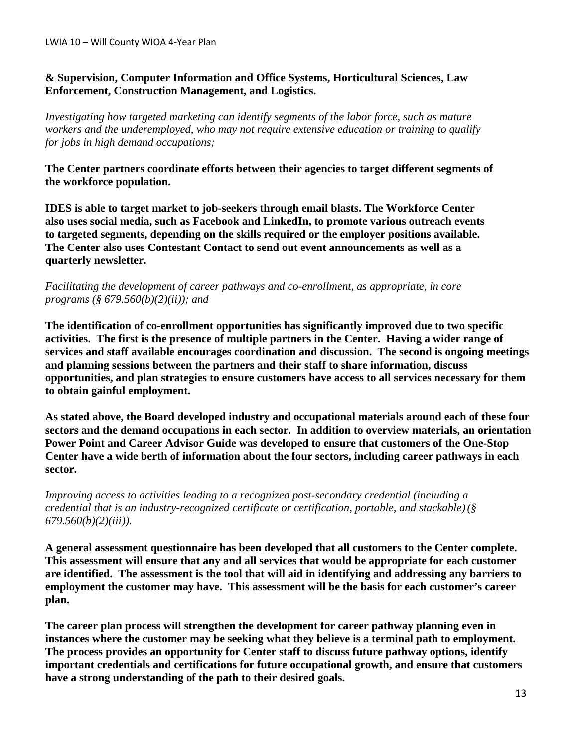**& Supervision, Computer Information and Office Systems, Horticultural Sciences, Law Enforcement, Construction Management, and Logistics.**

*Investigating how targeted marketing can identify segments of the labor force, such as mature workers and the underemployed, who may not require extensive education or training to qualify for jobs in high demand occupations;*

**The Center partners coordinate efforts between their agencies to target different segments of the workforce population.**

**IDES is able to target market to job-seekers through email blasts. The Workforce Center also uses social media, such as Facebook and LinkedIn, to promote various outreach events to targeted segments, depending on the skills required or the employer positions available. The Center also uses Contestant Contact to send out event announcements as well as a quarterly newsletter.**

*Facilitating the development of career pathways and co-enrollment, as appropriate, in core programs (§ 679.560(b)(2)(ii)); and*

**The identification of co-enrollment opportunities has significantly improved due to two specific activities. The first is the presence of multiple partners in the Center. Having a wider range of services and staff available encourages coordination and discussion. The second is ongoing meetings and planning sessions between the partners and their staff to share information, discuss opportunities, and plan strategies to ensure customers have access to all services necessary for them to obtain gainful employment.**

**As stated above, the Board developed industry and occupational materials around each of these four sectors and the demand occupations in each sector. In addition to overview materials, an orientation Power Point and Career Advisor Guide was developed to ensure that customers of the One-Stop Center have a wide berth of information about the four sectors, including career pathways in each sector.**

*Improving access to activities leading to a recognized post-secondary credential (including a credential that is an industry-recognized certificate or certification, portable, and stackable) (§ 679.560(b)(2)(iii)).*

**A general assessment questionnaire has been developed that all customers to the Center complete. This assessment will ensure that any and all services that would be appropriate for each customer are identified. The assessment is the tool that will aid in identifying and addressing any barriers to employment the customer may have. This assessment will be the basis for each customer's career plan.**

**The career plan process will strengthen the development for career pathway planning even in instances where the customer may be seeking what they believe is a terminal path to employment. The process provides an opportunity for Center staff to discuss future pathway options, identify important credentials and certifications for future occupational growth, and ensure that customers have a strong understanding of the path to their desired goals.**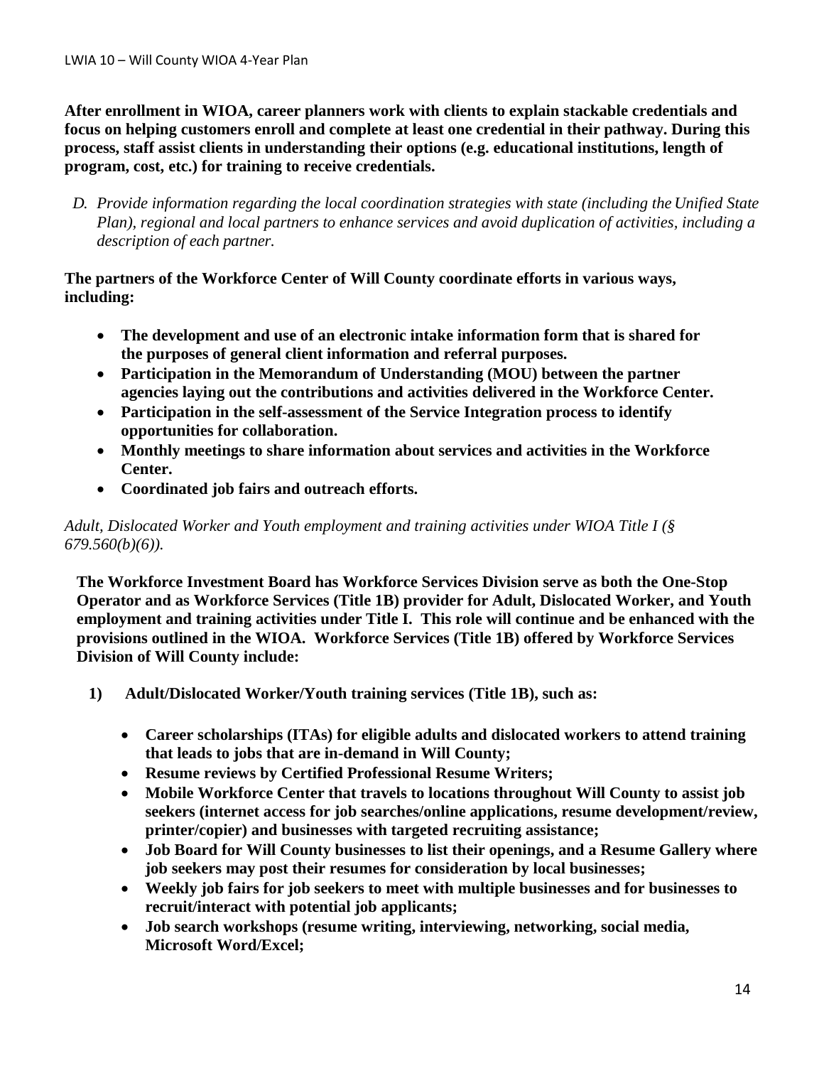**After enrollment in WIOA, career planners work with clients to explain stackable credentials and focus on helping customers enroll and complete at least one credential in their pathway. During this process, staff assist clients in understanding their options (e.g. educational institutions, length of program, cost, etc.) for training to receive credentials.**

*D. Provide information regarding the local coordination strategies with state (including the Unified State Plan), regional and local partners to enhance services and avoid duplication of activities, including a description of each partner.*

**The partners of the Workforce Center of Will County coordinate efforts in various ways, including:**

- **The development and use of an electronic intake information form that is shared for the purposes of general client information and referral purposes.**
- **Participation in the Memorandum of Understanding (MOU) between the partner agencies laying out the contributions and activities delivered in the Workforce Center.**
- **Participation in the self-assessment of the Service Integration process to identify opportunities for collaboration.**
- **Monthly meetings to share information about services and activities in the Workforce Center.**
- **Coordinated job fairs and outreach efforts.**

*Adult, Dislocated Worker and Youth employment and training activities under WIOA Title I (§ 679.560(b)(6)).*

**The Workforce Investment Board has Workforce Services Division serve as both the One-Stop Operator and as Workforce Services (Title 1B) provider for Adult, Dislocated Worker, and Youth employment and training activities under Title I. This role will continue and be enhanced with the provisions outlined in the WIOA. Workforce Services (Title 1B) offered by Workforce Services Division of Will County include:**

**1) Adult/Dislocated Worker/Youth training services (Title 1B), such as:**

- **Career scholarships (ITAs) for eligible adults and dislocated workers to attend training that leads to jobs that are in-demand in Will County;**
- **Resume reviews by Certified Professional Resume Writers;**
- **Mobile Workforce Center that travels to locations throughout Will County to assist job seekers (internet access for job searches/online applications, resume development/review, printer/copier) and businesses with targeted recruiting assistance;**
- **Job Board for Will County businesses to list their openings, and a Resume Gallery where job seekers may post their resumes for consideration by local businesses;**
- **Weekly job fairs for job seekers to meet with multiple businesses and for businesses to recruit/interact with potential job applicants;**
- **Job search workshops (resume writing, interviewing, networking, social media, Microsoft Word/Excel;**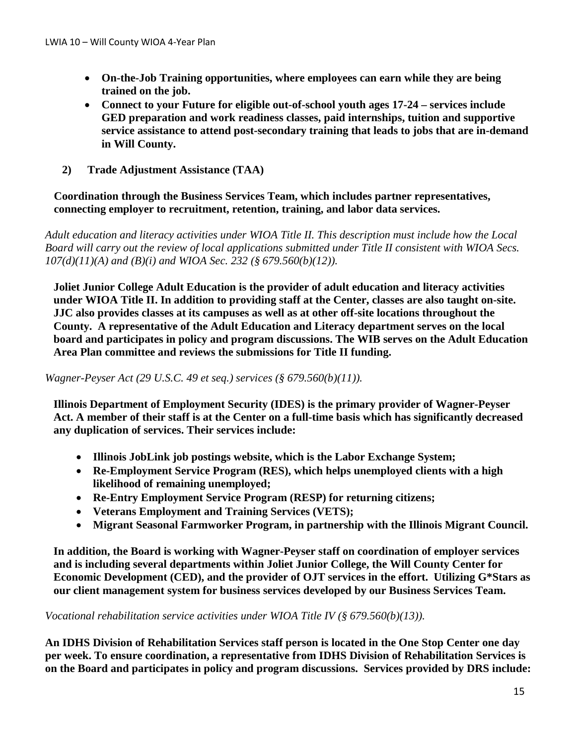- **On-the-Job Training opportunities, where employees can earn while they are being trained on the job.**
- **Connect to your Future for eligible out-of-school youth ages 17-24 – services include GED preparation and work readiness classes, paid internships, tuition and supportive service assistance to attend post-secondary training that leads to jobs that are in-demand in Will County.**

**2) Trade Adjustment Assistance (TAA)**

**Coordination through the Business Services Team, which includes partner representatives, connecting employer to recruitment, retention, training, and labor data services.**

*Adult education and literacy activities under WIOA Title II. This description must include how the Local Board will carry out the review of local applications submitted under Title II consistent with WIOA Secs. 107(d)(11)(A) and (B)(i) and WIOA Sec. 232 (§ 679.560(b)(12)).*

**Joliet Junior College Adult Education is the provider of adult education and literacy activities under WIOA Title II. In addition to providing staff at the Center, classes are also taught on-site. JJC also provides classes at its campuses as well as at other off-site locations throughout the County. A representative of the Adult Education and Literacy department serves on the local board and participates in policy and program discussions. The WIB serves on the Adult Education Area Plan committee and reviews the submissions for Title II funding.**

*Wagner-Peyser Act (29 U.S.C. 49 et seq.) services (§ 679.560(b)(11)).*

**Illinois Department of Employment Security (IDES) is the primary provider of Wagner-Peyser Act. A member of their staff is at the Center on a full-time basis which has significantly decreased any duplication of services. Their services include:**

- **Illinois JobLink job postings website, which is the Labor Exchange System;**
- **Re-Employment Service Program (RES), which helps unemployed clients with a high likelihood of remaining unemployed;**
- **Re-Entry Employment Service Program (RESP) for returning citizens;**
- **Veterans Employment and Training Services (VETS);**
- **Migrant Seasonal Farmworker Program, in partnership with the Illinois Migrant Council.**

**In addition, the Board is working with Wagner-Peyser staff on coordination of employer services and is including several departments within Joliet Junior College, the Will County Center for Economic Development (CED), and the provider of OJT services in the effort. Utilizing G*Stars as our client management system for business services developed by our Business Services Team.**

*Vocational rehabilitation service activities under WIOA Title IV (§ 679.560(b)(13)).*

**An IDHS Division of Rehabilitation Services staff person is located in the One Stop Center one day per week. To ensure coordination, a representative from IDHS Division of Rehabilitation Services is on the Board and participates in policy and program discussions. Services provided by DRS include:**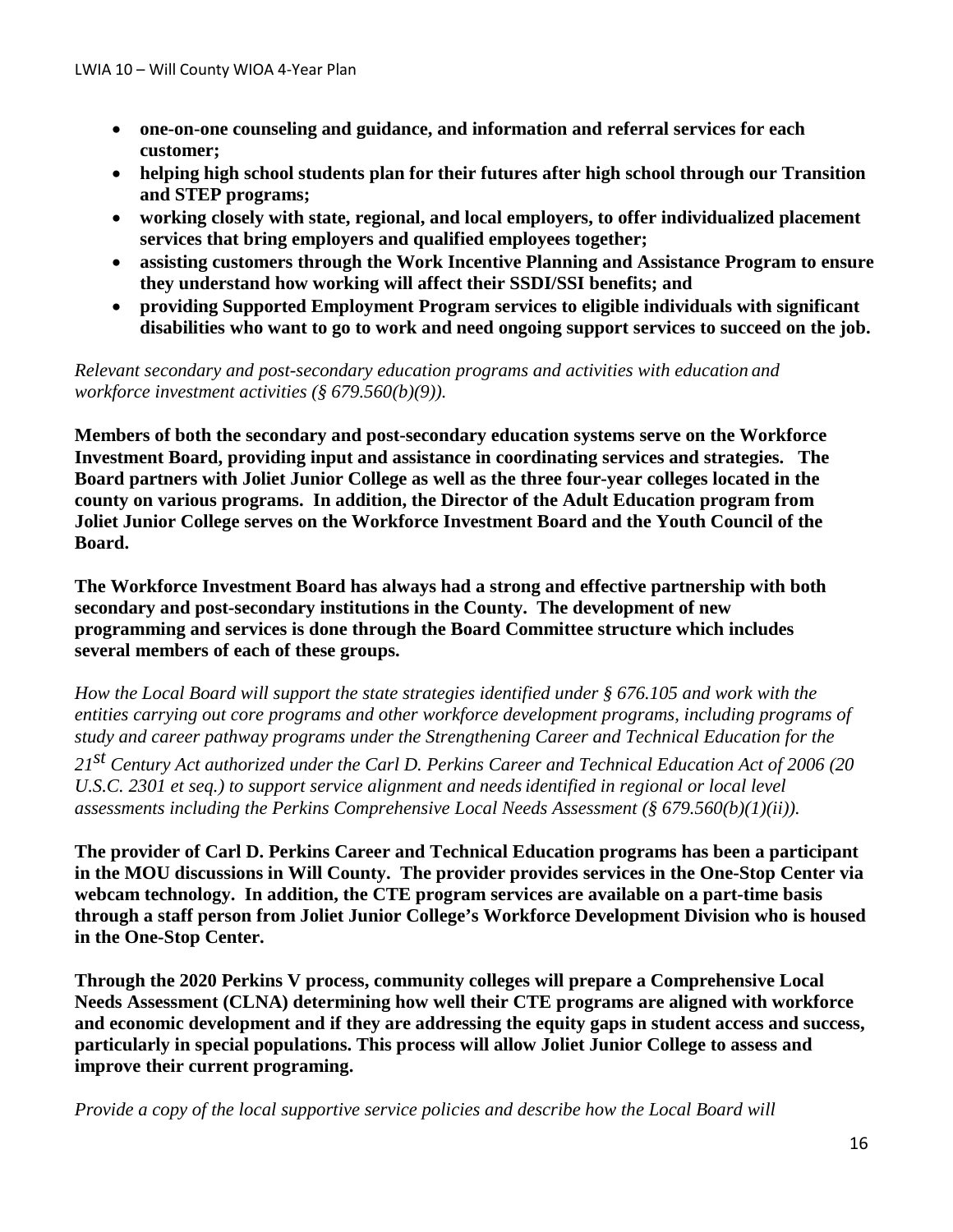- **one-on-one counseling and guidance, and information and referral services for each customer;**
- **helping high school students plan for their futures after high school through our Transition and STEP programs;**
- **working closely with state, regional, and local employers, to offer individualized placement services that bring employers and qualified employees together;**
- **assisting customers through the Work Incentive Planning and Assistance Program to ensure they understand how working will affect their SSDI/SSI benefits; and**
- **providing Supported Employment Program services to eligible individuals with significant disabilities who want to go to work and need ongoing support services to succeed on the job.**

*Relevant secondary and post-secondary education programs and activities with education and workforce investment activities (§ 679.560(b)(9)).*

**Members of both the secondary and post-secondary education systems serve on the Workforce Investment Board, providing input and assistance in coordinating services and strategies. The Board partners with Joliet Junior College as well as the three four-year colleges located in the county on various programs. In addition, the Director of the Adult Education program from Joliet Junior College serves on the Workforce Investment Board and the Youth Council of the Board.**

**The Workforce Investment Board has always had a strong and effective partnership with both secondary and post-secondary institutions in the County. The development of new programming and services is done through the Board Committee structure which includes several members of each of these groups.**

*How the Local Board will support the state strategies identified under § 676.105 and work with the entities carrying out core programs and other workforce development programs, including programs of study and career pathway programs under the Strengthening Career and Technical Education for the 21st Century Act authorized under the Carl D. Perkins Career and Technical Education Act of 2006 (20 U.S.C. 2301 et seq.) to support service alignment and needs identified in regional or local level assessments including the Perkins Comprehensive Local Needs Assessment (§ 679.560(b)(1)(ii)).*

**The provider of Carl D. Perkins Career and Technical Education programs has been a participant in the MOU discussions in Will County. The provider provides services in the One-Stop Center via webcam technology. In addition, the CTE program services are available on a part-time basis through a staff person from Joliet Junior College's Workforce Development Division who is housed in the One-Stop Center.**

**Through the 2020 Perkins V process, community colleges will prepare a Comprehensive Local Needs Assessment (CLNA) determining how well their CTE programs are aligned with workforce and economic development and if they are addressing the equity gaps in student access and success, particularly in special populations. This process will allow Joliet Junior College to assess and improve their current programing.**

*Provide a copy of the local supportive service policies and describe how the Local Board will*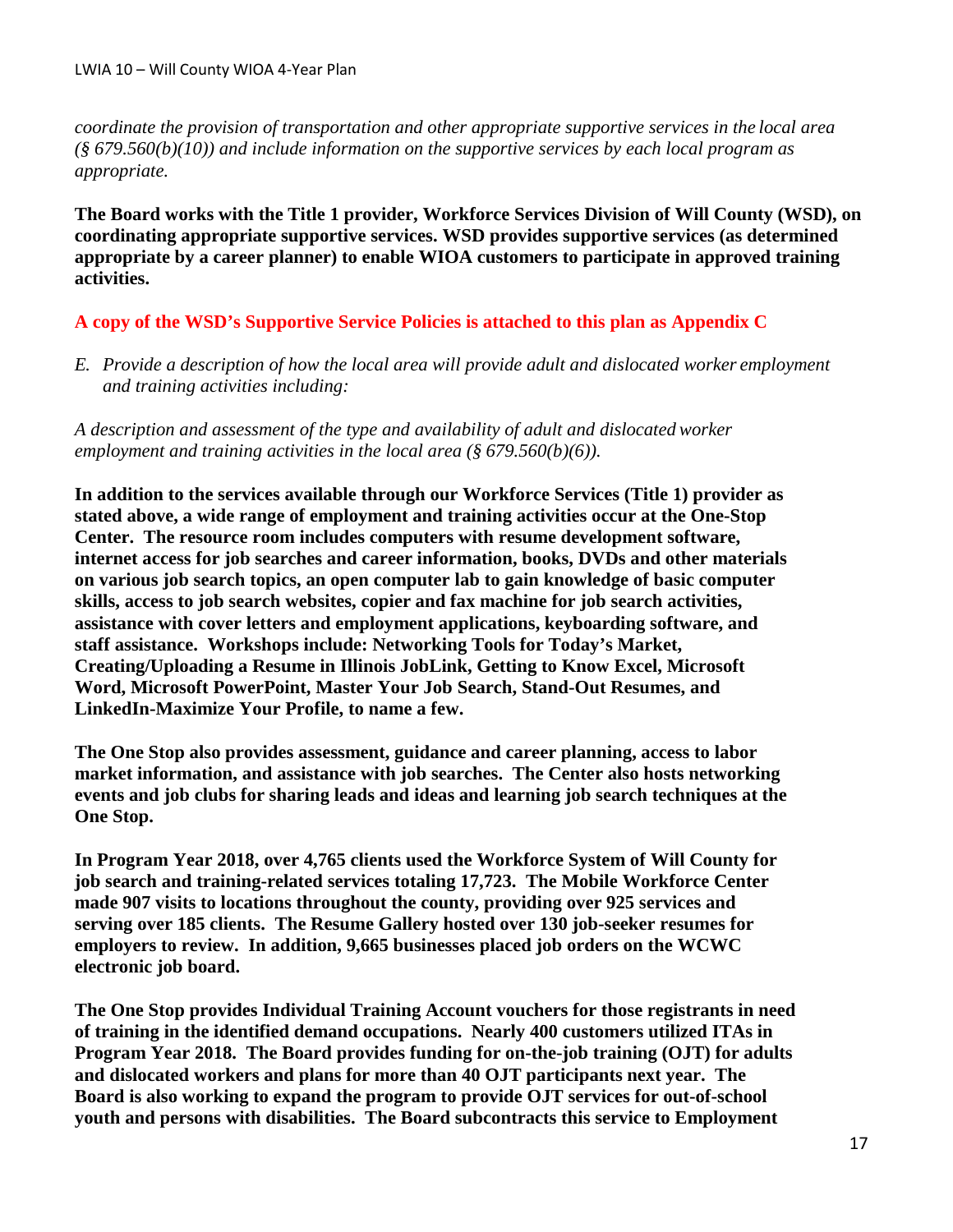*coordinate the provision of transportation and other appropriate supportive services in the local area (§ 679.560(b)(10)) and include information on the supportive services by each local program as appropriate.*

**The Board works with the Title 1 provider, Workforce Services Division of Will County (WSD), on coordinating appropriate supportive services. WSD provides supportive services (as determined appropriate by a career planner) to enable WIOA customers to participate in approved training activities.**

**A copy of the WSD's Supportive Service Policies is attached to this plan as Appendix C**

E. *Provide a description of how the local area will provide adult and dislocated worker employment and training activities including:*

*A description and assessment of the type and availability of adult and dislocated worker employment and training activities in the local area (§ 679.560(b)(6)).*

**In addition to the services available through our Workforce Services (Title 1) provider as stated above, a wide range of employment and training activities occur at the One-Stop Center. The resource room includes computers with resume development software, internet access for job searches and career information, books, DVDs and other materials on various job search topics, an open computer lab to gain knowledge of basic computer skills, access to job search websites, copier and fax machine for job search activities, assistance with cover letters and employment applications, keyboarding software, and staff assistance. Workshops include: Networking Tools for Today's Market, Creating/Uploading a Resume in Illinois JobLink, Getting to Know Excel, Microsoft Word, Microsoft PowerPoint, Master Your Job Search, Stand-Out Resumes, and LinkedIn-Maximize Your Profile, to name a few.**

**The One Stop also provides assessment, guidance and career planning, access to labor market information, and assistance with job searches. The Center also hosts networking events and job clubs for sharing leads and ideas and learning job search techniques at the One Stop.**

**In Program Year 2018, over 4,765 clients used the Workforce System of Will County for job search and training-related services totaling 17,723. The Mobile Workforce Center made 907 visits to locations throughout the county, providing over 925 services and serving over 185 clients. The Resume Gallery hosted over 130 job-seeker resumes for employers to review. In addition, 9,665 businesses placed job orders on the WCWC electronic job board.**

**The One Stop provides Individual Training Account vouchers for those registrants in need of training in the identified demand occupations. Nearly 400 customers utilized ITAs in Program Year 2018. The Board provides funding for on-the-job training (OJT) for adults and dislocated workers and plans for more than 40 OJT participants next year. The Board is also working to expand the program to provide OJT services for out-of-school youth and persons with disabilities. The Board subcontracts this service to Employment**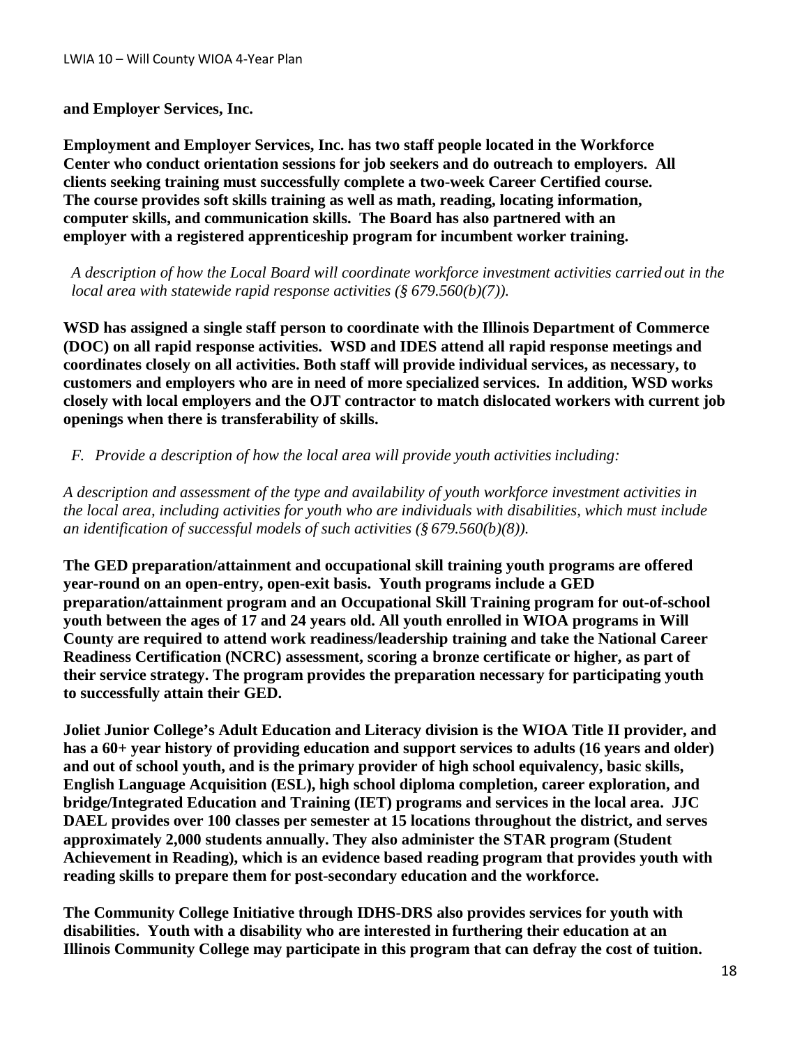**and Employer Services, Inc.**

**Employment and Employer Services, Inc. has two staff people located in the Workforce Center who conduct orientation sessions for job seekers and do outreach to employers. All clients seeking training must successfully complete a two-week Career Certified course. The course provides soft skills training as well as math, reading, locating information, computer skills, and communication skills. The Board has also partnered with an employer with a registered apprenticeship program for incumbent worker training.**

*A description of how the Local Board will coordinate workforce investment activities carried out in the local area with statewide rapid response activities (§ 679.560(b)(7)).*

**WSD has assigned a single staff person to coordinate with the Illinois Department of Commerce (DOC) on all rapid response activities. WSD and IDES attend all rapid response meetings and coordinates closely on all activities. Both staff will provide individual services, as necessary, to customers and employers who are in need of more specialized services. In addition, WSD works closely with local employers and the OJT contractor to match dislocated workers with current job openings when there is transferability of skills.**

*F. Provide a description of how the local area will provide youth activities including:*

*A description and assessment of the type and availability of youth workforce investment activities in the local area, including activities for youth who are individuals with disabilities, which must include an identification of successful models of such activities (§ 679.560(b)(8)).*

**The GED preparation/attainment and occupational skill training youth programs are offered year-round on an open-entry, open-exit basis. Youth programs include a GED preparation/attainment program and an Occupational Skill Training program for out-of-school youth between the ages of 17 and 24 years old. All youth enrolled in WIOA programs in Will County are required to attend work readiness/leadership training and take the National Career Readiness Certification (NCRC) assessment, scoring a bronze certificate or higher, as part of their service strategy. The program provides the preparation necessary for participating youth to successfully attain their GED.**

**Joliet Junior College's Adult Education and Literacy division is the WIOA Title II provider, and has a 60+ year history of providing education and support services to adults (16 years and older) and out of school youth, and is the primary provider of high school equivalency, basic skills, English Language Acquisition (ESL), high school diploma completion, career exploration, and bridge/Integrated Education and Training (IET) programs and services in the local area. JJC DAEL provides over 100 classes per semester at 15 locations throughout the district, and serves approximately 2,000 students annually. They also administer the STAR program (Student Achievement in Reading), which is an evidence based reading program that provides youth with reading skills to prepare them for post-secondary education and the workforce.**

**The Community College Initiative through IDHS-DRS also provides services for youth with disabilities. Youth with a disability who are interested in furthering their education at an Illinois Community College may participate in this program that can defray the cost of tuition.**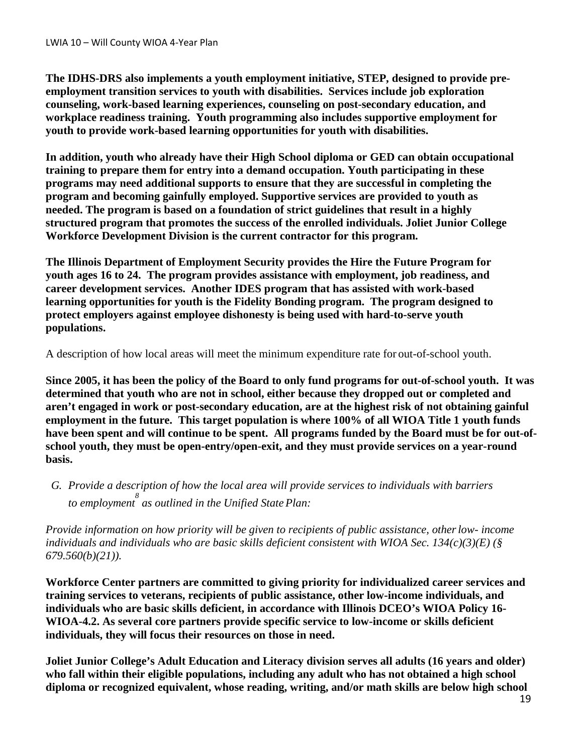**The IDHS-DRS also implements a youth employment initiative, STEP, designed to provide pre-employment transition services to youth with disabilities. Services include job exploration counseling, work-based learning experiences, counseling on post-secondary education, and workplace readiness training. Youth programming also includes supportive employment for youth to provide work-based learning opportunities for youth with disabilities.**

**In addition, youth who already have their High School diploma or GED can obtain occupational training to prepare them for entry into a demand occupation. Youth participating in these programs may need additional supports to ensure that they are successful in completing the program and becoming gainfully employed. Supportive services are provided to youth as needed. The program is based on a foundation of strict guidelines that result in a highly structured program that promotes the success of the enrolled individuals. Joliet Junior College Workforce Development Division is the current contractor for this program.**

**The Illinois Department of Employment Security provides the Hire the Future Program for youth ages 16 to 24. The program provides assistance with employment, job readiness, and career development services. Another IDES program that has assisted with work-based learning opportunities for youth is the Fidelity Bonding program. The program designed to protect employers against employee dishonesty is being used with hard-to-serve youth populations.**

A description of how local areas will meet the minimum expenditure rate for out-of-school youth.

**Since 2005, it has been the policy of the Board to only fund programs for out-of-school youth. It was determined that youth who are not in school, either because they dropped out or completed and aren't engaged in work or post-secondary education, are at the highest risk of not obtaining gainful employment in the future. This target population is where 100% of all WIOA Title 1 youth funds have been spent and will continue to be spent. All programs funded by the Board must be for out-of-school youth, they must be open-entry/open-exit, and they must provide services on a year-round basis.**

*G. Provide a description of how the local area will provide services to individuals with barriers to employment[8] as outlined in the Unified State Plan:*

*Provide information on how priority will be given to recipients of public assistance, other low- income individuals and individuals who are basic skills deficient consistent with WIOA Sec. 134(c)(3)(E) (§ 679.560(b)(21)).*

**Workforce Center partners are committed to giving priority for individualized career services and training services to veterans, recipients of public assistance, other low-income individuals, and individuals who are basic skills deficient, in accordance with Illinois DCEO's WIOA Policy 16-WIOA-4.2. As several core partners provide specific service to low-income or skills deficient individuals, they will focus their resources on those in need.**

**Joliet Junior College's Adult Education and Literacy division serves all adults (16 years and older) who fall within their eligible populations, including any adult who has not obtained a high school diploma or recognized equivalent, whose reading, writing, and/or math skills are below high school**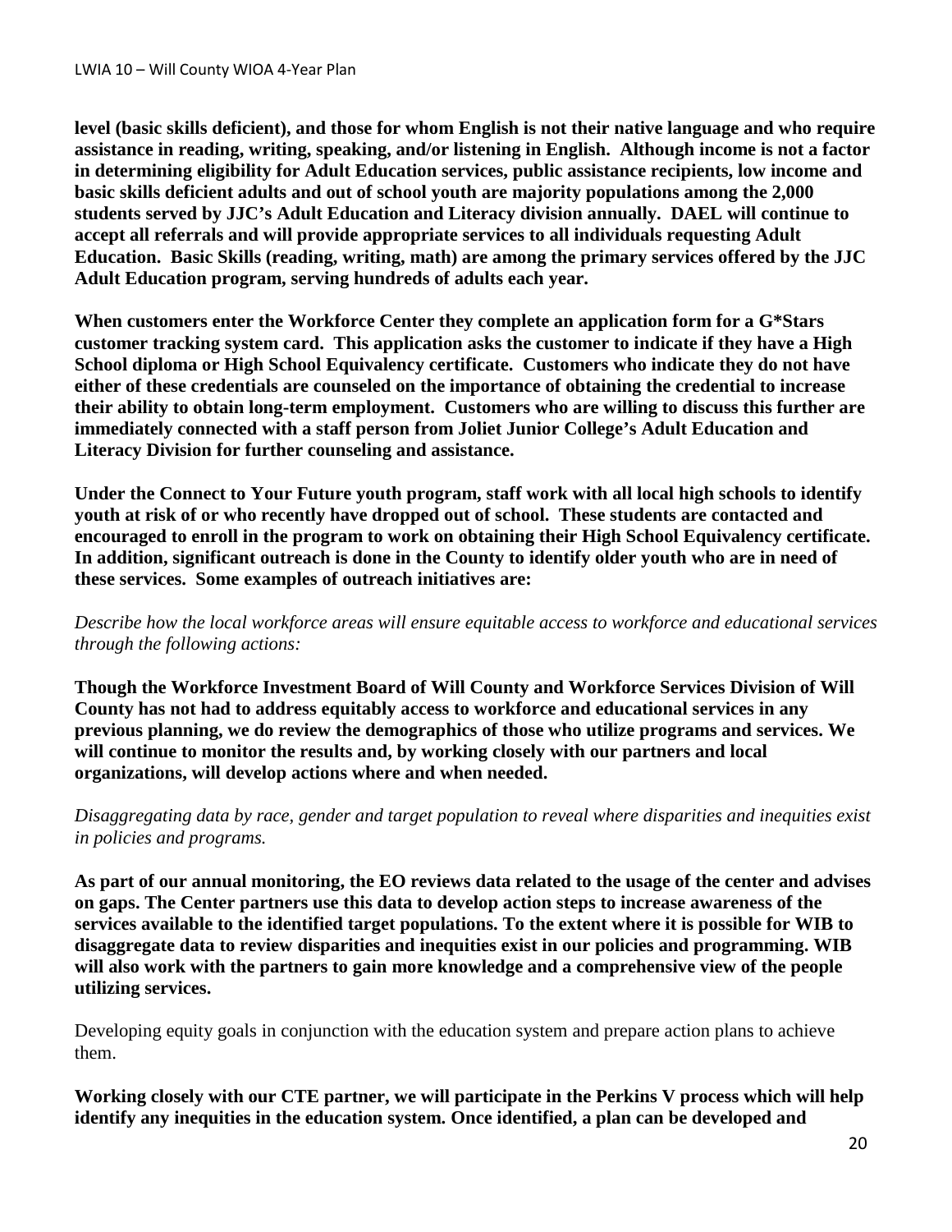**level (basic skills deficient), and those for whom English is not their native language and who require assistance in reading, writing, speaking, and/or listening in English. Although income is not a factor in determining eligibility for Adult Education services, public assistance recipients, low income and basic skills deficient adults and out of school youth are majority populations among the 2,000 students served by JJC's Adult Education and Literacy division annually. DAEL will continue to accept all referrals and will provide appropriate services to all individuals requesting Adult Education. Basic Skills (reading, writing, math) are among the primary services offered by the JJC Adult Education program, serving hundreds of adults each year.**

**When customers enter the Workforce Center they complete an application form for a G*Stars customer tracking system card. This application asks the customer to indicate if they have a High School diploma or High School Equivalency certificate. Customers who indicate they do not have either of these credentials are counseled on the importance of obtaining the credential to increase their ability to obtain long-term employment. Customers who are willing to discuss this further are immediately connected with a staff person from Joliet Junior College's Adult Education and Literacy Division for further counseling and assistance.**

**Under the Connect to Your Future youth program, staff work with all local high schools to identify youth at risk of or who recently have dropped out of school. These students are contacted and encouraged to enroll in the program to work on obtaining their High School Equivalency certificate. In addition, significant outreach is done in the County to identify older youth who are in need of these services. Some examples of outreach initiatives are:**

*Describe how the local workforce areas will ensure equitable access to workforce and educational services through the following actions:*

**Though the Workforce Investment Board of Will County and Workforce Services Division of Will County has not had to address equitably access to workforce and educational services in any previous planning, we do review the demographics of those who utilize programs and services. We will continue to monitor the results and, by working closely with our partners and local organizations, will develop actions where and when needed.**

*Disaggregating data by race, gender and target population to reveal where disparities and inequities exist in policies and programs.*

**As part of our annual monitoring, the EO reviews data related to the usage of the center and advises on gaps. The Center partners use this data to develop action steps to increase awareness of the services available to the identified target populations. To the extent where it is possible for WIB to disaggregate data to review disparities and inequities exist in our policies and programming. WIB will also work with the partners to gain more knowledge and a comprehensive view of the people utilizing services.**

Developing equity goals in conjunction with the education system and prepare action plans to achieve them.

**Working closely with our CTE partner, we will participate in the Perkins V process which will help identify any inequities in the education system. Once identified, a plan can be developed and**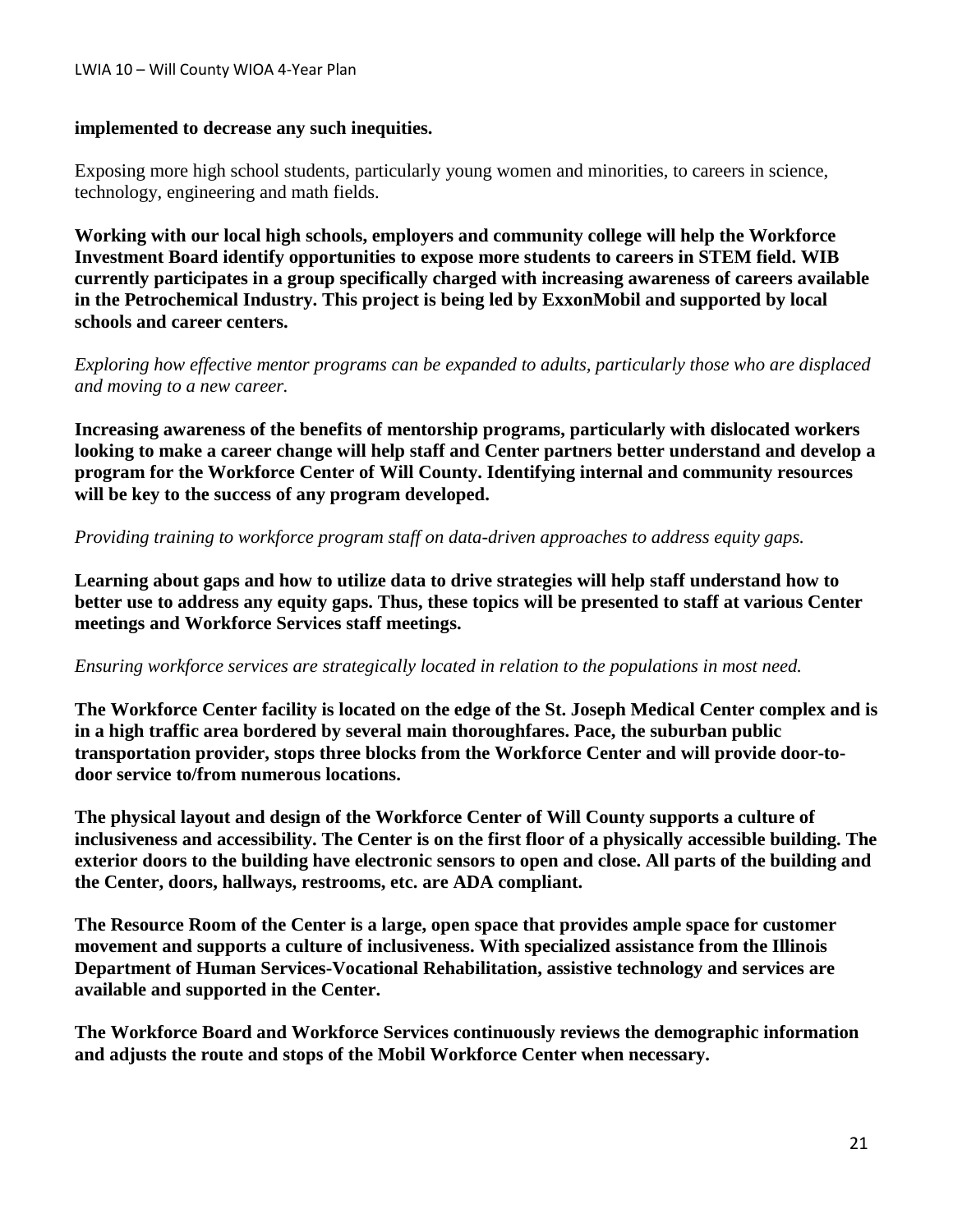**implemented to decrease any such inequities.**

Exposing more high school students, particularly young women and minorities, to careers in science, technology, engineering and math fields.

**Working with our local high schools, employers and community college will help the Workforce Investment Board identify opportunities to expose more students to careers in STEM field. WIB currently participates in a group specifically charged with increasing awareness of careers available in the Petrochemical Industry. This project is being led by ExxonMobil and supported by local schools and career centers.**

*Exploring how effective mentor programs can be expanded to adults, particularly those who are displaced and moving to a new career.*

**Increasing awareness of the benefits of mentorship programs, particularly with dislocated workers looking to make a career change will help staff and Center partners better understand and develop a program for the Workforce Center of Will County. Identifying internal and community resources will be key to the success of any program developed.**

*Providing training to workforce program staff on data-driven approaches to address equity gaps.*

**Learning about gaps and how to utilize data to drive strategies will help staff understand how to better use to address any equity gaps. Thus, these topics will be presented to staff at various Center meetings and Workforce Services staff meetings.**

*Ensuring workforce services are strategically located in relation to the populations in most need.*

**The Workforce Center facility is located on the edge of the St. Joseph Medical Center complex and is in a high traffic area bordered by several main thoroughfares. Pace, the suburban public transportation provider, stops three blocks from the Workforce Center and will provide door-to-door service to/from numerous locations.**

**The physical layout and design of the Workforce Center of Will County supports a culture of inclusiveness and accessibility. The Center is on the first floor of a physically accessible building. The exterior doors to the building have electronic sensors to open and close. All parts of the building and the Center, doors, hallways, restrooms, etc. are ADA compliant.**

**The Resource Room of the Center is a large, open space that provides ample space for customer movement and supports a culture of inclusiveness. With specialized assistance from the Illinois Department of Human Services-Vocational Rehabilitation, assistive technology and services are available and supported in the Center.**

**The Workforce Board and Workforce Services continuously reviews the demographic information and adjusts the route and stops of the Mobil Workforce Center when necessary.**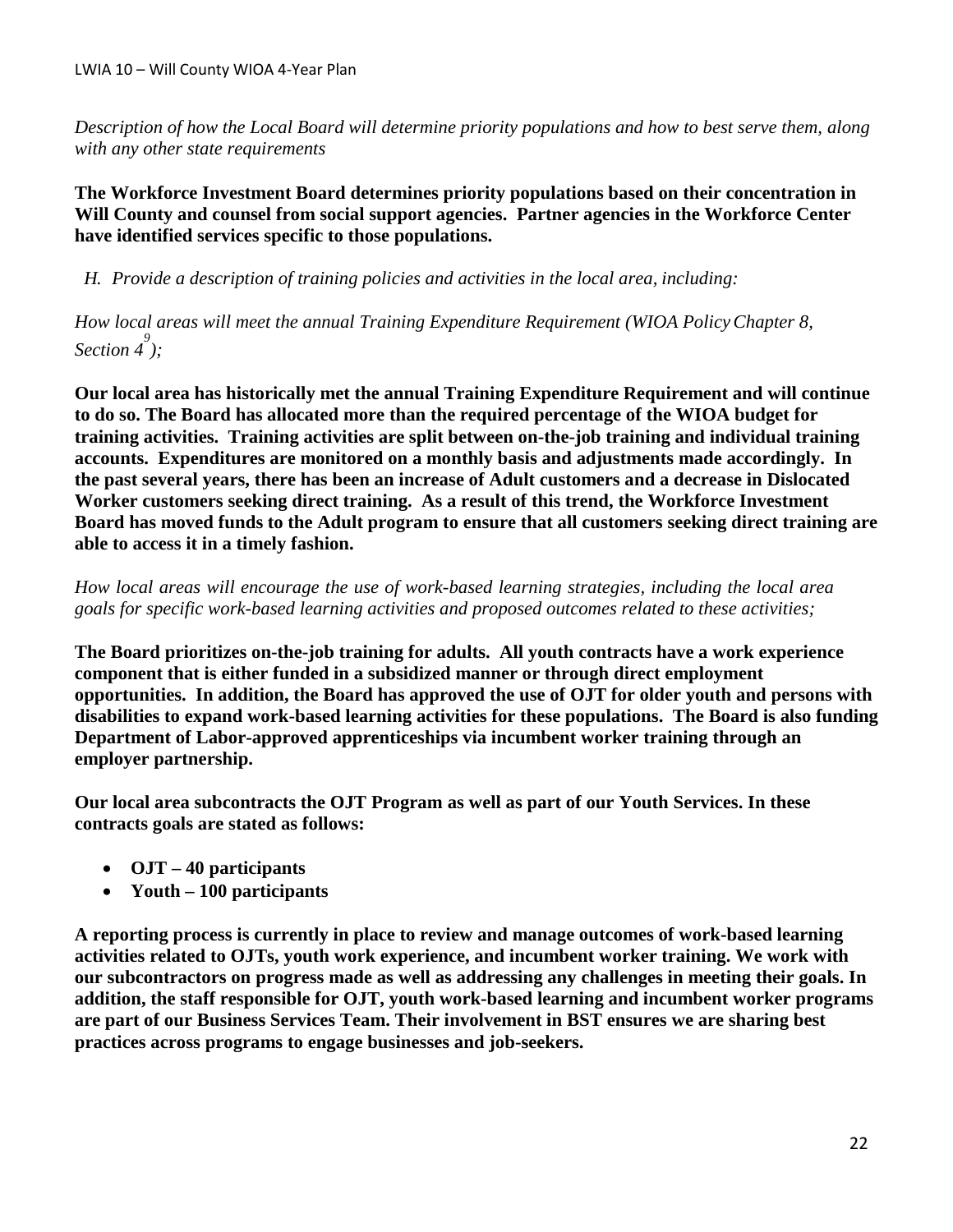*Description of how the Local Board will determine priority populations and how to best serve them, along with any other state requirements*

**The Workforce Investment Board determines priority populations based on their concentration in Will County and counsel from social support agencies. Partner agencies in the Workforce Center have identified services specific to those populations.**

*H. Provide a description of training policies and activities in the local area, including:*

*How local areas will meet the annual Training Expenditure Requirement (WIOA Policy Chapter 8, Section 4[9]);*

**Our local area has historically met the annual Training Expenditure Requirement and will continue to do so. The Board has allocated more than the required percentage of the WIOA budget for training activities. Training activities are split between on-the-job training and individual training accounts. Expenditures are monitored on a monthly basis and adjustments made accordingly. In the past several years, there has been an increase of Adult customers and a decrease in Dislocated Worker customers seeking direct training. As a result of this trend, the Workforce Investment Board has moved funds to the Adult program to ensure that all customers seeking direct training are able to access it in a timely fashion.**

*How local areas will encourage the use of work-based learning strategies, including the local area goals for specific work-based learning activities and proposed outcomes related to these activities;*

**The Board prioritizes on-the-job training for adults. All youth contracts have a work experience component that is either funded in a subsidized manner or through direct employment opportunities. In addition, the Board has approved the use of OJT for older youth and persons with disabilities to expand work-based learning activities for these populations. The Board is also funding Department of Labor-approved apprenticeships via incumbent worker training through an employer partnership.**

**Our local area subcontracts the OJT Program as well as part of our Youth Services. In these contracts goals are stated as follows:**

- **OJT – 40 participants**
- **Youth – 100 participants**

**A reporting process is currently in place to review and manage outcomes of work-based learning activities related to OJTs, youth work experience, and incumbent worker training. We work with our subcontractors on progress made as well as addressing any challenges in meeting their goals. In addition, the staff responsible for OJT, youth work-based learning and incumbent worker programs are part of our Business Services Team. Their involvement in BST ensures we are sharing best practices across programs to engage businesses and job-seekers.**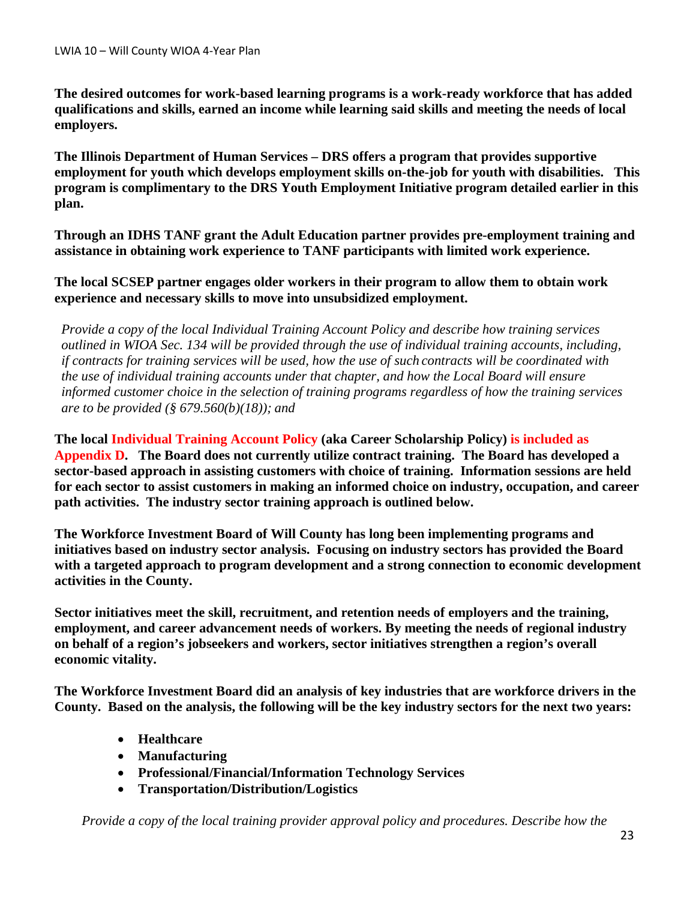**The desired outcomes for work-based learning programs is a work-ready workforce that has added qualifications and skills, earned an income while learning said skills and meeting the needs of local employers.**

**The Illinois Department of Human Services – DRS offers a program that provides supportive employment for youth which develops employment skills on-the-job for youth with disabilities. This program is complimentary to the DRS Youth Employment Initiative program detailed earlier in this plan.**

**Through an IDHS TANF grant the Adult Education partner provides pre-employment training and assistance in obtaining work experience to TANF participants with limited work experience.**

**The local SCSEP partner engages older workers in their program to allow them to obtain work experience and necessary skills to move into unsubsidized employment.**

*Provide a copy of the local Individual Training Account Policy and describe how training services outlined in WIOA Sec. 134 will be provided through the use of individual training accounts, including, if contracts for training services will be used, how the use of such contracts will be coordinated with the use of individual training accounts under that chapter, and how the Local Board will ensure informed customer choice in the selection of training programs regardless of how the training services are to be provided (§ 679.560(b)(18)); and*

**The local Individual Training Account Policy (aka Career Scholarship Policy) is included as Appendix D. The Board does not currently utilize contract training. The Board has developed a sector-based approach in assisting customers with choice of training. Information sessions are held for each sector to assist customers in making an informed choice on industry, occupation, and career path activities. The industry sector training approach is outlined below.**

**The Workforce Investment Board of Will County has long been implementing programs and initiatives based on industry sector analysis. Focusing on industry sectors has provided the Board with a targeted approach to program development and a strong connection to economic development activities in the County.**

**Sector initiatives meet the skill, recruitment, and retention needs of employers and the training, employment, and career advancement needs of workers. By meeting the needs of regional industry on behalf of a region's jobseekers and workers, sector initiatives strengthen a region's overall economic vitality.**

**The Workforce Investment Board did an analysis of key industries that are workforce drivers in the County. Based on the analysis, the following will be the key industry sectors for the next two years:**

- **Healthcare**
- **Manufacturing**
- **Professional/Financial/Information Technology Services**
- **Transportation/Distribution/Logistics**

*Provide a copy of the local training provider approval policy and procedures. Describe how the*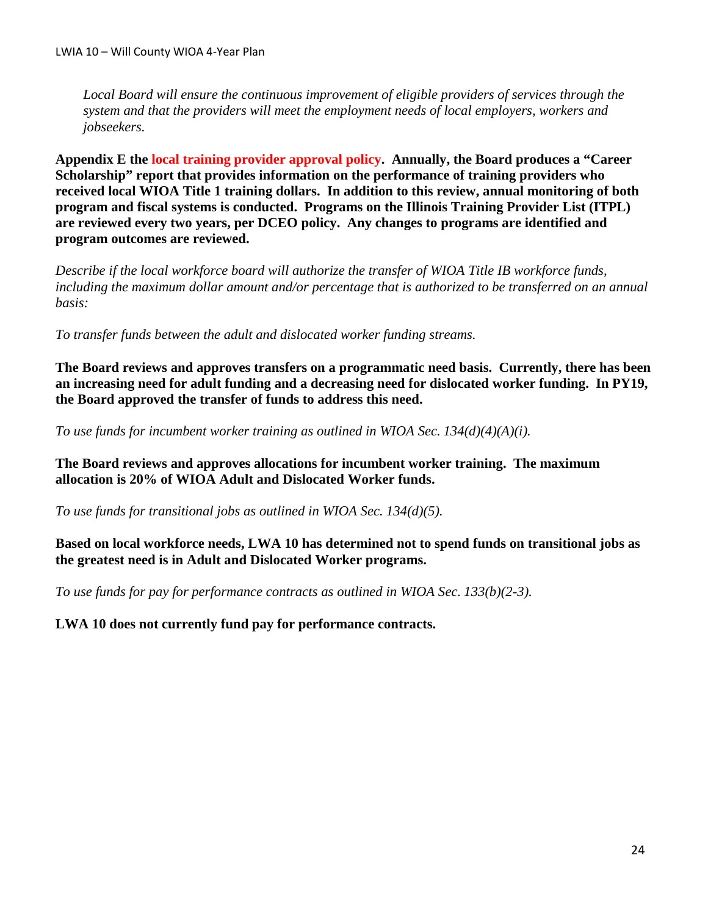*Local Board will ensure the continuous improvement of eligible providers of services through the system and that the providers will meet the employment needs of local employers, workers and jobseekers.*

**Appendix E the local training provider approval policy. Annually, the Board produces a "Career Scholarship" report that provides information on the performance of training providers who received local WIOA Title 1 training dollars. In addition to this review, annual monitoring of both program and fiscal systems is conducted. Programs on the Illinois Training Provider List (ITPL) are reviewed every two years, per DCEO policy. Any changes to programs are identified and program outcomes are reviewed.**

*Describe if the local workforce board will authorize the transfer of WIOA Title IB workforce funds, including the maximum dollar amount and/or percentage that is authorized to be transferred on an annual basis:*

*To transfer funds between the adult and dislocated worker funding streams.*

**The Board reviews and approves transfers on a programmatic need basis. Currently, there has been an increasing need for adult funding and a decreasing need for dislocated worker funding. In PY19, the Board approved the transfer of funds to address this need.**

*To use funds for incumbent worker training as outlined in WIOA Sec. 134(d)(4)(A)(i).*

**The Board reviews and approves allocations for incumbent worker training. The maximum allocation is 20% of WIOA Adult and Dislocated Worker funds.**

*To use funds for transitional jobs as outlined in WIOA Sec. 134(d)(5).*

**Based on local workforce needs, LWA 10 has determined not to spend funds on transitional jobs as the greatest need is in Adult and Dislocated Worker programs.**

*To use funds for pay for performance contracts as outlined in WIOA Sec. 133(b)(2-3).*

**LWA 10 does not currently fund pay for performance contracts.**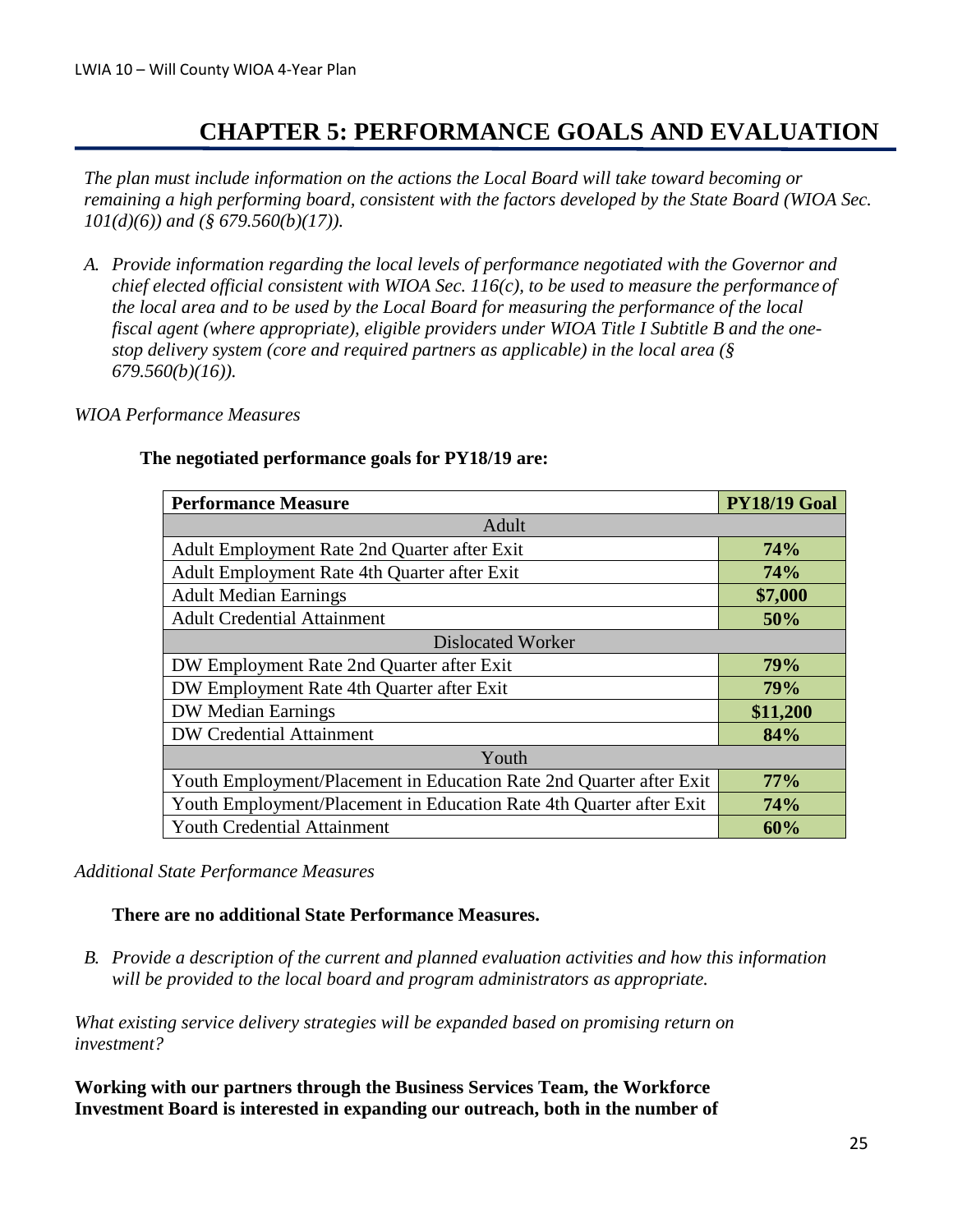# CHAPTER 5: PERFORMANCE GOALS AND EVALUATION

*The plan must include information on the actions the Local Board will take toward becoming or remaining a high performing board, consistent with the factors developed by the State Board (WIOA Sec. 101(d)(6)) and (§ 679.560(b)(17)).*

*A. Provide information regarding the local levels of performance negotiated with the Governor and chief elected official consistent with WIOA Sec. 116(c), to be used to measure the performance of the local area and to be used by the Local Board for measuring the performance of the local fiscal agent (where appropriate), eligible providers under WIOA Title I Subtitle B and the one-stop delivery system (core and required partners as applicable) in the local area (§ 679.560(b)(16)).*

*WIOA Performance Measures*

**The negotiated performance goals for PY18/19 are:**

| Performance Measure | PY18/19 Goal |
|---|---|
| Adult | |
| Adult Employment Rate 2nd Quarter after Exit | **74%** |
| Adult Employment Rate 4th Quarter after Exit | **74%** |
| Adult Median Earnings | **$7,000** |
| Adult Credential Attainment | **50%** |
| Dislocated Worker | |
| DW Employment Rate 2nd Quarter after Exit | **79%** |
| DW Employment Rate 4th Quarter after Exit | **79%** |
| DW Median Earnings | **$11,200** |
| DW Credential Attainment | **84%** |
| Youth | |
| Youth Employment/Placement in Education Rate 2nd Quarter after Exit | **77%** |
| Youth Employment/Placement in Education Rate 4th Quarter after Exit | **74%** |
| Youth Credential Attainment | **60%** |

*Additional State Performance Measures*

**There are no additional State Performance Measures.**

*B. Provide a description of the current and planned evaluation activities and how this information will be provided to the local board and program administrators as appropriate.*

*What existing service delivery strategies will be expanded based on promising return on investment?*

**Working with our partners through the Business Services Team, the Workforce Investment Board is interested in expanding our outreach, both in the number of**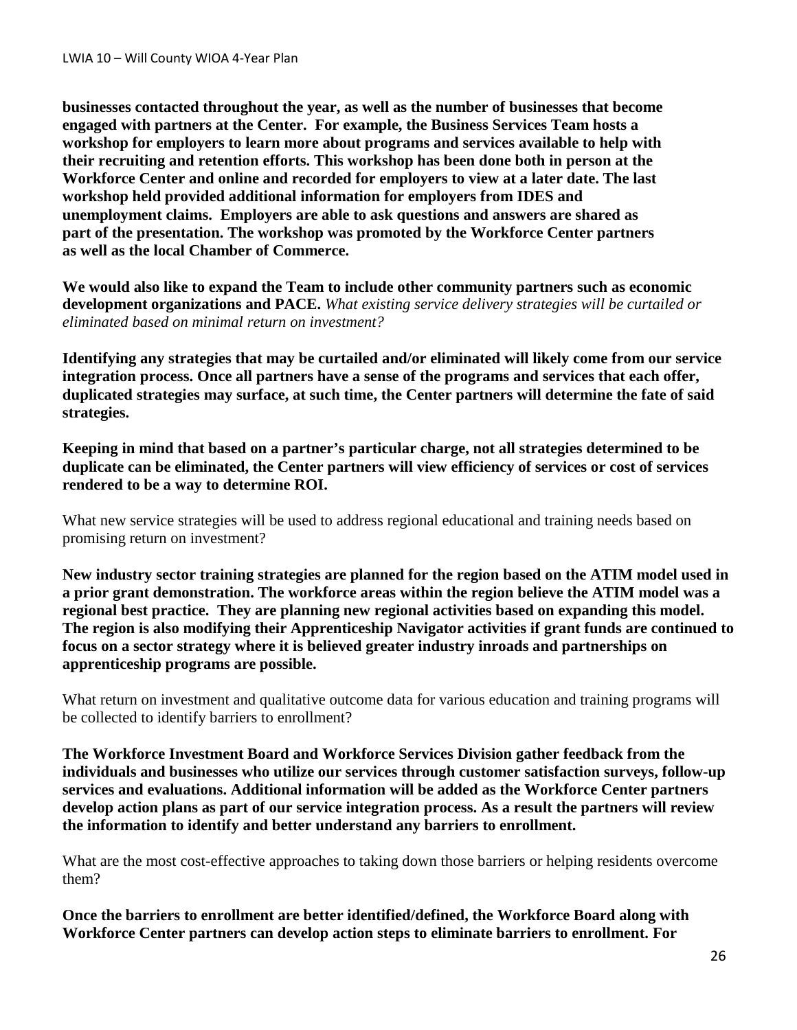**businesses contacted throughout the year, as well as the number of businesses that become engaged with partners at the Center. For example, the Business Services Team hosts a workshop for employers to learn more about programs and services available to help with their recruiting and retention efforts. This workshop has been done both in person at the Workforce Center and online and recorded for employers to view at a later date. The last workshop held provided additional information for employers from IDES and unemployment claims. Employers are able to ask questions and answers are shared as part of the presentation. The workshop was promoted by the Workforce Center partners as well as the local Chamber of Commerce.**

**We would also like to expand the Team to include other community partners such as economic development organizations and PACE.** *What existing service delivery strategies will be curtailed or eliminated based on minimal return on investment?*

**Identifying any strategies that may be curtailed and/or eliminated will likely come from our service integration process. Once all partners have a sense of the programs and services that each offer, duplicated strategies may surface, at such time, the Center partners will determine the fate of said strategies.**

**Keeping in mind that based on a partner's particular charge, not all strategies determined to be duplicate can be eliminated, the Center partners will view efficiency of services or cost of services rendered to be a way to determine ROI.**

What new service strategies will be used to address regional educational and training needs based on promising return on investment?

**New industry sector training strategies are planned for the region based on the ATIM model used in a prior grant demonstration. The workforce areas within the region believe the ATIM model was a regional best practice. They are planning new regional activities based on expanding this model. The region is also modifying their Apprenticeship Navigator activities if grant funds are continued to focus on a sector strategy where it is believed greater industry inroads and partnerships on apprenticeship programs are possible.**

What return on investment and qualitative outcome data for various education and training programs will be collected to identify barriers to enrollment?

**The Workforce Investment Board and Workforce Services Division gather feedback from the individuals and businesses who utilize our services through customer satisfaction surveys, follow-up services and evaluations. Additional information will be added as the Workforce Center partners develop action plans as part of our service integration process. As a result the partners will review the information to identify and better understand any barriers to enrollment.**

What are the most cost-effective approaches to taking down those barriers or helping residents overcome them?

**Once the barriers to enrollment are better identified/defined, the Workforce Board along with Workforce Center partners can develop action steps to eliminate barriers to enrollment. For**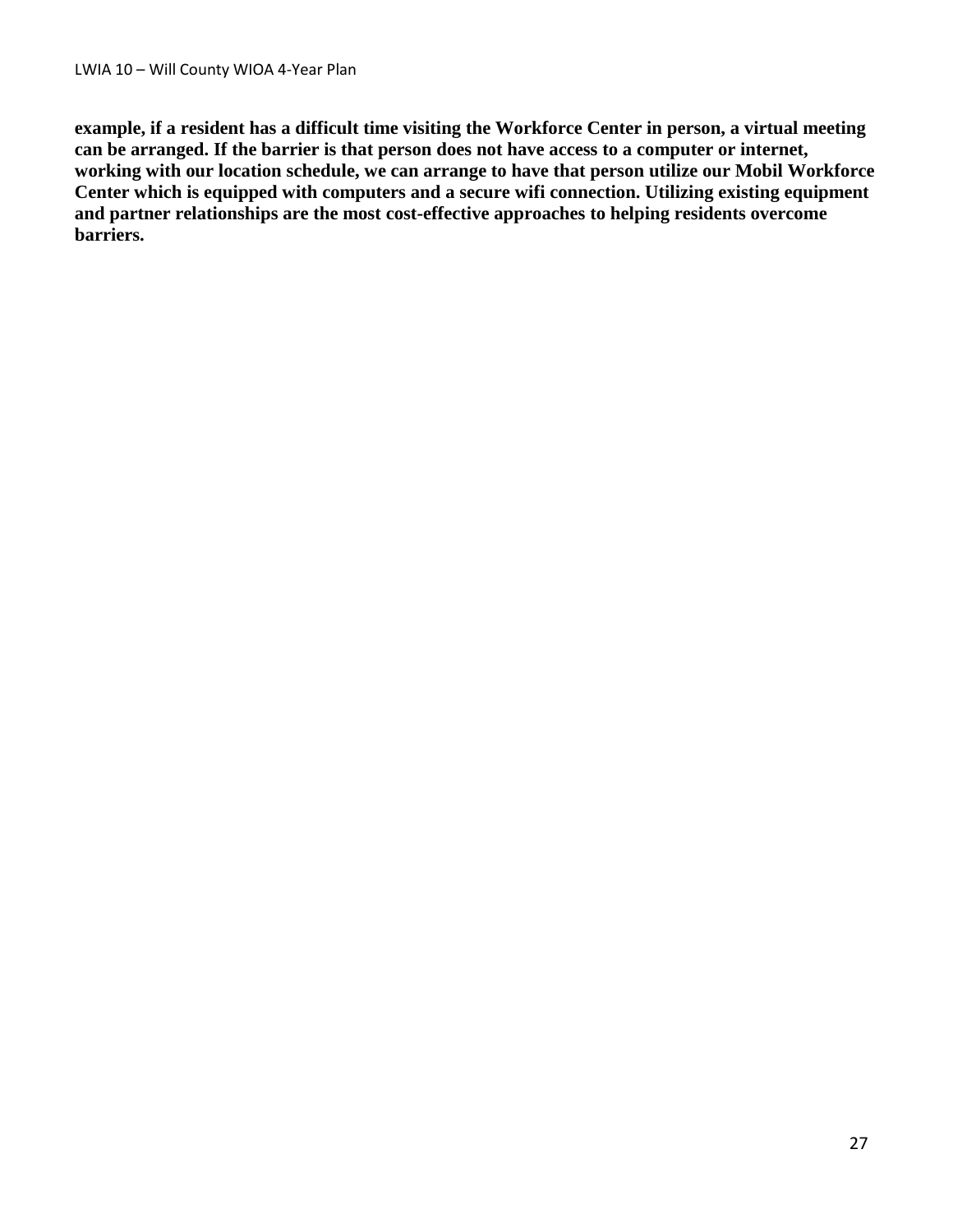**example, if a resident has a difficult time visiting the Workforce Center in person, a virtual meeting can be arranged. If the barrier is that person does not have access to a computer or internet, working with our location schedule, we can arrange to have that person utilize our Mobil Workforce Center which is equipped with computers and a secure wifi connection. Utilizing existing equipment and partner relationships are the most cost-effective approaches to helping residents overcome barriers.**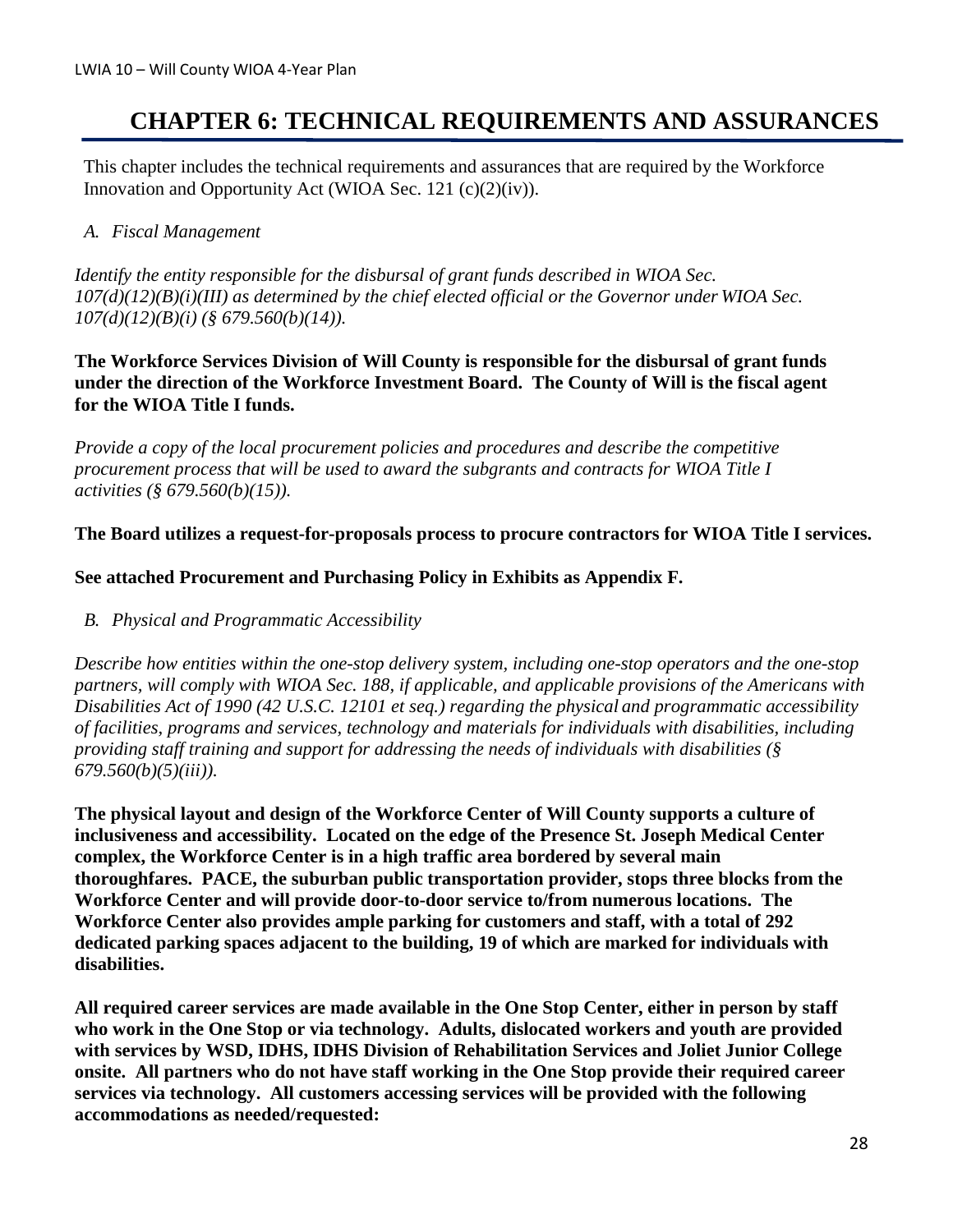# CHAPTER 6: TECHNICAL REQUIREMENTS AND ASSURANCES

This chapter includes the technical requirements and assurances that are required by the Workforce Innovation and Opportunity Act (WIOA Sec. 121 (c)(2)(iv)).

## A. *Fiscal Management*

*Identify the entity responsible for the disbursal of grant funds described in WIOA Sec. 107(d)(12)(B)(i)(III) as determined by the chief elected official or the Governor under WIOA Sec. 107(d)(12)(B)(i) (§ 679.560(b)(14)).*

**The Workforce Services Division of Will County is responsible for the disbursal of grant funds under the direction of the Workforce Investment Board. The County of Will is the fiscal agent for the WIOA Title I funds.**

*Provide a copy of the local procurement policies and procedures and describe the competitive procurement process that will be used to award the subgrants and contracts for WIOA Title I activities (§ 679.560(b)(15)).*

**The Board utilizes a request-for-proposals process to procure contractors for WIOA Title I services.**

**See attached Procurement and Purchasing Policy in Exhibits as Appendix F.**

## B. *Physical and Programmatic Accessibility*

*Describe how entities within the one-stop delivery system, including one-stop operators and the one-stop partners, will comply with WIOA Sec. 188, if applicable, and applicable provisions of the Americans with Disabilities Act of 1990 (42 U.S.C. 12101 et seq.) regarding the physical and programmatic accessibility of facilities, programs and services, technology and materials for individuals with disabilities, including providing staff training and support for addressing the needs of individuals with disabilities (§ 679.560(b)(5)(iii)).*

**The physical layout and design of the Workforce Center of Will County supports a culture of inclusiveness and accessibility. Located on the edge of the Presence St. Joseph Medical Center complex, the Workforce Center is in a high traffic area bordered by several main thoroughfares. PACE, the suburban public transportation provider, stops three blocks from the Workforce Center and will provide door-to-door service to/from numerous locations. The Workforce Center also provides ample parking for customers and staff, with a total of 292 dedicated parking spaces adjacent to the building, 19 of which are marked for individuals with disabilities.**

**All required career services are made available in the One Stop Center, either in person by staff who work in the One Stop or via technology. Adults, dislocated workers and youth are provided with services by WSD, IDHS, IDHS Division of Rehabilitation Services and Joliet Junior College onsite. All partners who do not have staff working in the One Stop provide their required career services via technology. All customers accessing services will be provided with the following accommodations as needed/requested:**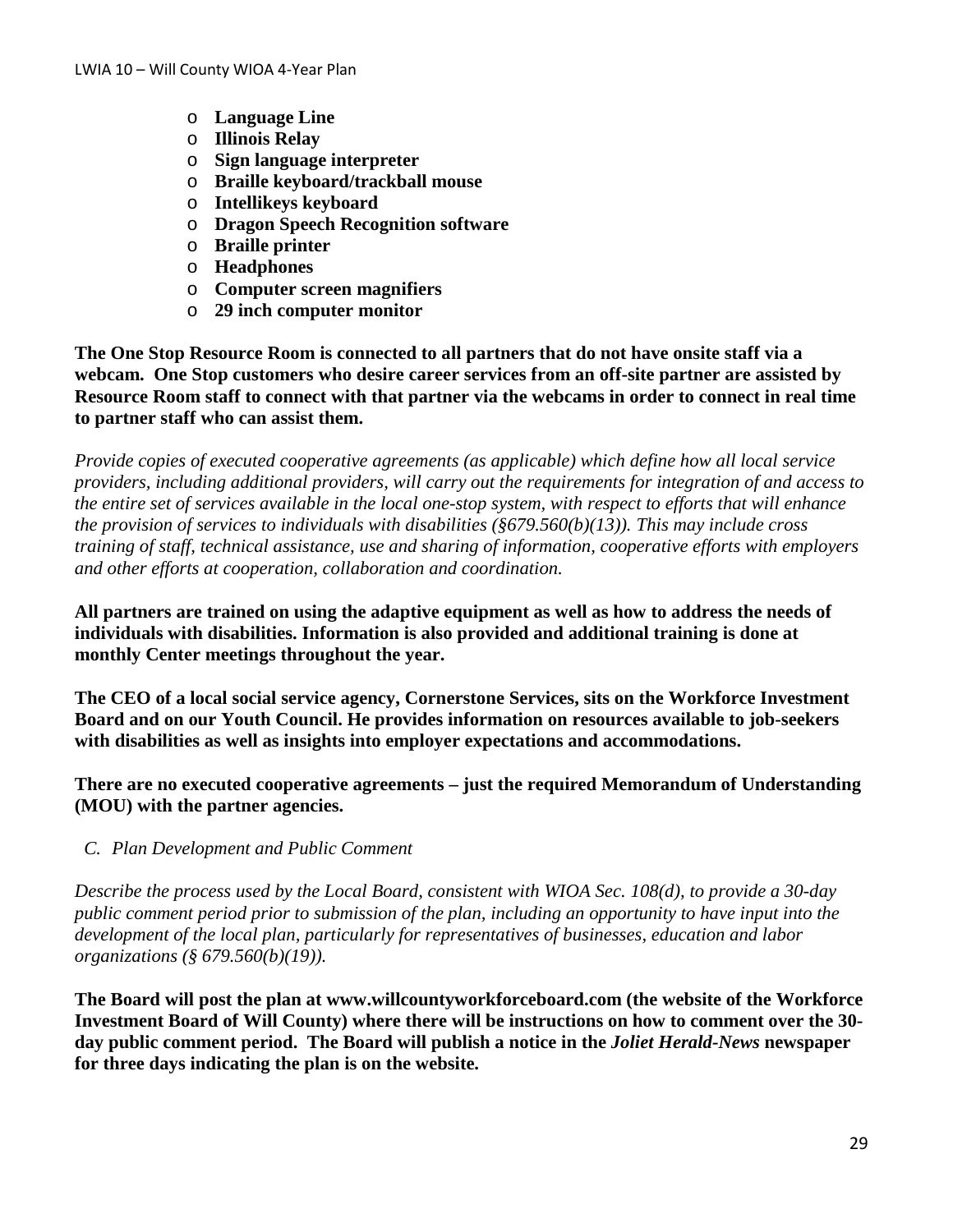- **Language Line**
- **Illinois Relay**
- **Sign language interpreter**
- **Braille keyboard/trackball mouse**
- **Intellikeys keyboard**
- **Dragon Speech Recognition software**
- **Braille printer**
- **Headphones**
- **Computer screen magnifiers**
- **29 inch computer monitor**

**The One Stop Resource Room is connected to all partners that do not have onsite staff via a webcam. One Stop customers who desire career services from an off-site partner are assisted by Resource Room staff to connect with that partner via the webcams in order to connect in real time to partner staff who can assist them.**

*Provide copies of executed cooperative agreements (as applicable) which define how all local service providers, including additional providers, will carry out the requirements for integration of and access to the entire set of services available in the local one-stop system, with respect to efforts that will enhance the provision of services to individuals with disabilities (§679.560(b)(13)). This may include cross training of staff, technical assistance, use and sharing of information, cooperative efforts with employers and other efforts at cooperation, collaboration and coordination.*

**All partners are trained on using the adaptive equipment as well as how to address the needs of individuals with disabilities. Information is also provided and additional training is done at monthly Center meetings throughout the year.**

**The CEO of a local social service agency, Cornerstone Services, sits on the Workforce Investment Board and on our Youth Council. He provides information on resources available to job-seekers with disabilities as well as insights into employer expectations and accommodations.**

**There are no executed cooperative agreements – just the required Memorandum of Understanding (MOU) with the partner agencies.**

### *C. Plan Development and Public Comment*

*Describe the process used by the Local Board, consistent with WIOA Sec. 108(d), to provide a 30-day public comment period prior to submission of the plan, including an opportunity to have input into the development of the local plan, particularly for representatives of businesses, education and labor organizations (§ 679.560(b)(19)).*

**The Board will post the plan at www.willcountyworkforceboard.com (the website of the Workforce Investment Board of Will County) where there will be instructions on how to comment over the 30-day public comment period. The Board will publish a notice in the *Joliet Herald-News* newspaper for three days indicating the plan is on the website.**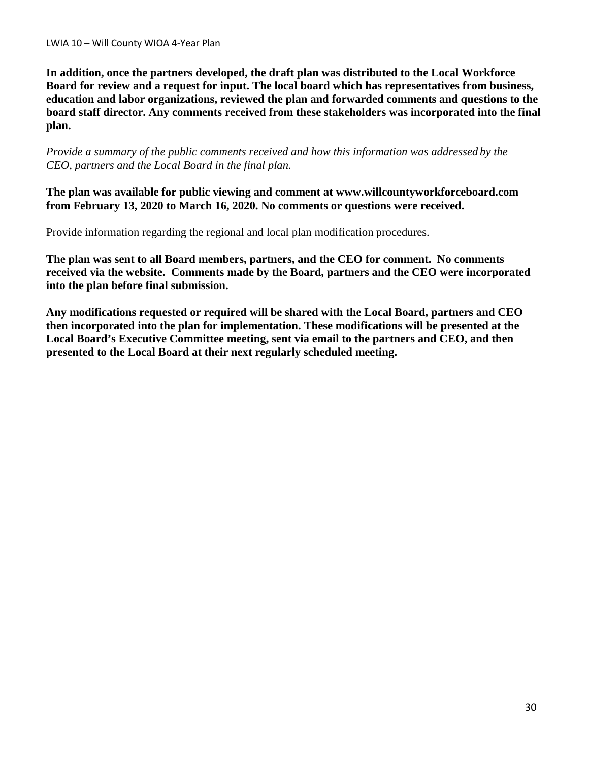**In addition, once the partners developed, the draft plan was distributed to the Local Workforce Board for review and a request for input. The local board which has representatives from business, education and labor organizations, reviewed the plan and forwarded comments and questions to the board staff director. Any comments received from these stakeholders was incorporated into the final plan.**

*Provide a summary of the public comments received and how this information was addressed by the CEO, partners and the Local Board in the final plan.*

**The plan was available for public viewing and comment at www.willcountyworkforceboard.com from February 13, 2020 to March 16, 2020. No comments or questions were received.**

Provide information regarding the regional and local plan modification procedures.

**The plan was sent to all Board members, partners, and the CEO for comment. No comments received via the website. Comments made by the Board, partners and the CEO were incorporated into the plan before final submission.**

**Any modifications requested or required will be shared with the Local Board, partners and CEO then incorporated into the plan for implementation. These modifications will be presented at the Local Board's Executive Committee meeting, sent via email to the partners and CEO, and then presented to the Local Board at their next regularly scheduled meeting.**